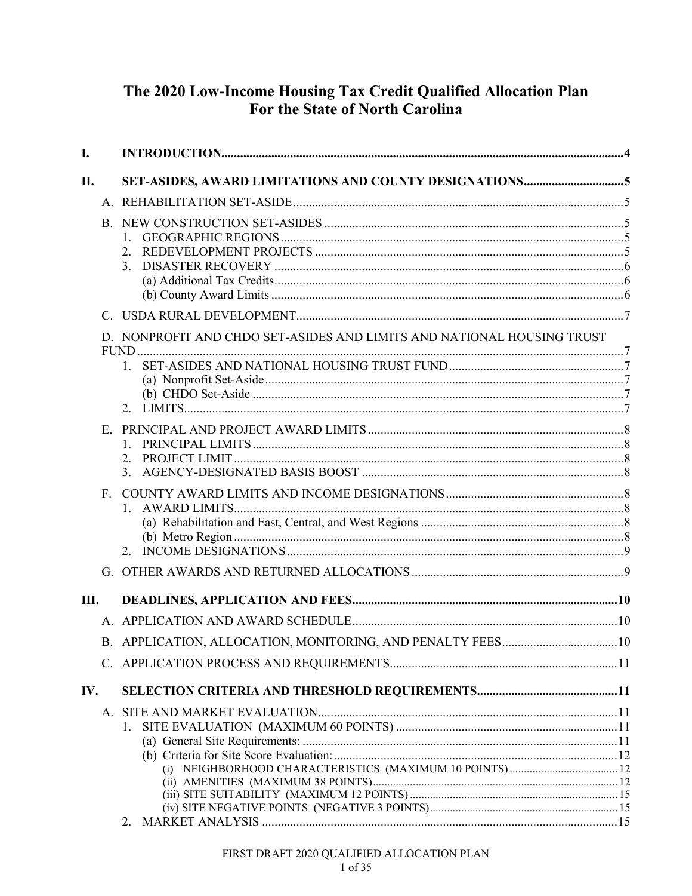# The 2020 Low-Income Housing Tax Credit Qualified Allocation Plan For the State of North Carolina

**I. INTRODUCTION** .......... 4

**II. SET-ASIDES, AWARD LIMITATIONS AND COUNTY DESIGNATIONS** .......... 5

- A. REHABILITATION SET-ASIDE .......... 5
- B. NEW CONSTRUCTION SET-ASIDES .......... 5
  1. GEOGRAPHIC REGIONS .......... 5
  2. REDEVELOPMENT PROJECTS .......... 5
  3. DISASTER RECOVERY .......... 6
     - (a) Additional Tax Credits .......... 6
     - (b) County Award Limits .......... 6
- C. USDA RURAL DEVELOPMENT .......... 7
- D. NONPROFIT AND CHDO SET-ASIDES AND LIMITS AND NATIONAL HOUSING TRUST FUND .......... 7
  1. SET-ASIDES AND NATIONAL HOUSING TRUST FUND .......... 7
     - (a) Nonprofit Set-Aside .......... 7
     - (b) CHDO Set-Aside .......... 7
  2. LIMITS .......... 7
- E. PRINCIPAL AND PROJECT AWARD LIMITS .......... 8
  1. PRINCIPAL LIMITS .......... 8
  2. PROJECT LIMIT .......... 8
  3. AGENCY-DESIGNATED BASIS BOOST .......... 8
- F. COUNTY AWARD LIMITS AND INCOME DESIGNATIONS .......... 8
  1. AWARD LIMITS .......... 8
     - (a) Rehabilitation and East, Central, and West Regions .......... 8
     - (b) Metro Region .......... 8
  2. INCOME DESIGNATIONS .......... 9
- G. OTHER AWARDS AND RETURNED ALLOCATIONS .......... 9

**III. DEADLINES, APPLICATION AND FEES** .......... 10

- A. APPLICATION AND AWARD SCHEDULE .......... 10
- B. APPLICATION, ALLOCATION, MONITORING, AND PENALTY FEES .......... 10
- C. APPLICATION PROCESS AND REQUIREMENTS .......... 11

**IV. SELECTION CRITERIA AND THRESHOLD REQUIREMENTS** .......... 11

- A. SITE AND MARKET EVALUATION .......... 11
  1. SITE EVALUATION (MAXIMUM 60 POINTS) .......... 11
     - (a) General Site Requirements: .......... 11
     - (b) Criteria for Site Score Evaluation: .......... 12
       - (i) NEIGHBORHOOD CHARACTERISTICS (MAXIMUM 10 POINTS) .......... 12
       - (ii) AMENITIES (MAXIMUM 38 POINTS) .......... 12
       - (iii) SITE SUITABILITY (MAXIMUM 12 POINTS) .......... 15
       - (iv) SITE NEGATIVE POINTS (NEGATIVE 3 POINTS) .......... 15
  2. MARKET ANALYSIS .......... 15

FIRST DRAFT 2020 QUALIFIED ALLOCATION PLAN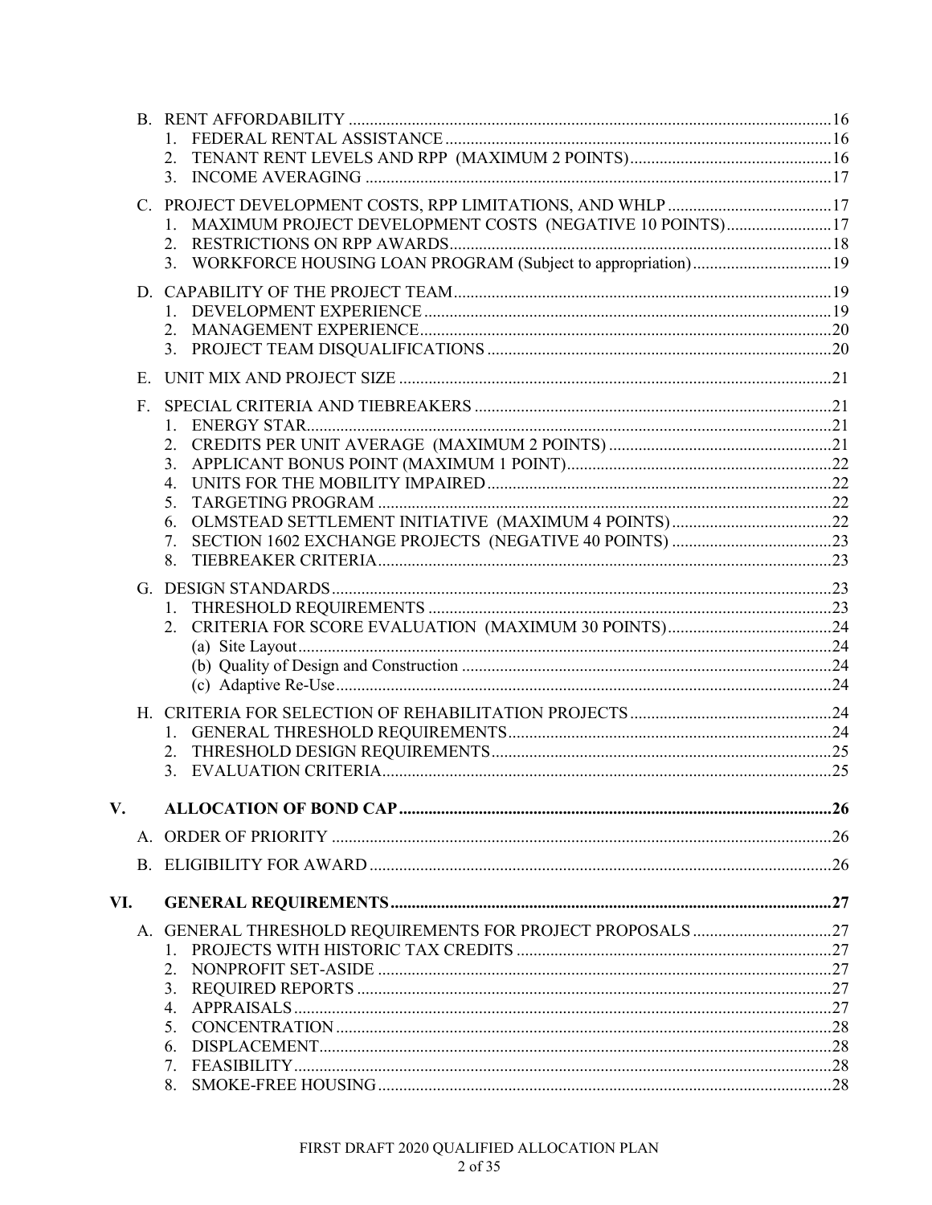- B. RENT AFFORDABILITY ....................................................................................................16
  1. FEDERAL RENTAL ASSISTANCE ...............................................................................16
  2. TENANT RENT LEVELS AND RPP (MAXIMUM 2 POINTS) ..........................................16
  3. INCOME AVERAGING ..................................................................................................17
- C. PROJECT DEVELOPMENT COSTS, RPP LIMITATIONS, AND WHLP ..............................17
  1. MAXIMUM PROJECT DEVELOPMENT COSTS (NEGATIVE 10 POINTS) ......................17
  2. RESTRICTIONS ON RPP AWARDS ...............................................................................18
  3. WORKFORCE HOUSING LOAN PROGRAM (Subject to appropriation) ..........................19
- D. CAPABILITY OF THE PROJECT TEAM ...........................................................................19
  1. DEVELOPMENT EXPERIENCE .....................................................................................19
  2. MANAGEMENT EXPERIENCE ......................................................................................20
  3. PROJECT TEAM DISQUALIFICATIONS .........................................................................20
- E. UNIT MIX AND PROJECT SIZE .......................................................................................21
- F. SPECIAL CRITERIA AND TIEBREAKERS .......................................................................21
  1. ENERGY STAR ............................................................................................................21
  2. CREDITS PER UNIT AVERAGE (MAXIMUM 2 POINTS) ................................................21
  3. APPLICANT BONUS POINT (MAXIMUM 1 POINT) .......................................................22
  4. UNITS FOR THE MOBILITY IMPAIRED .........................................................................22
  5. TARGETING PROGRAM ..............................................................................................22
  6. OLMSTEAD SETTLEMENT INITIATIVE (MAXIMUM 4 POINTS) ....................................22
  7. SECTION 1602 EXCHANGE PROJECTS (NEGATIVE 40 POINTS) ..................................23
  8. TIEBREAKER CRITERIA ...............................................................................................23
- G. DESIGN STANDARDS ....................................................................................................23
  1. THRESHOLD REQUIREMENTS ....................................................................................23
  2. CRITERIA FOR SCORE EVALUATION (MAXIMUM 30 POINTS) ....................................24
     - (a) Site Layout ..........................................................................................................24
     - (b) Quality of Design and Construction .......................................................................24
     - (c) Adaptive Re-Use ...................................................................................................24
- H. CRITERIA FOR SELECTION OF REHABILITATION PROJECTS .......................................24
  1. GENERAL THRESHOLD REQUIREMENTS ...................................................................24
  2. THRESHOLD DESIGN REQUIREMENTS .......................................................................25
  3. EVALUATION CRITERIA ..............................................................................................25

**V. ALLOCATION OF BOND CAP .............................................................................................26**

- A. ORDER OF PRIORITY ....................................................................................................26
- B. ELIGIBILITY FOR AWARD ..............................................................................................26

**VI. GENERAL REQUIREMENTS ...............................................................................................27**

- A. GENERAL THRESHOLD REQUIREMENTS FOR PROJECT PROPOSALS ............................27
  1. PROJECTS WITH HISTORIC TAX CREDITS ...................................................................27
  2. NONPROFIT SET-ASIDE ..............................................................................................27
  3. REQUIRED REPORTS ..................................................................................................27
  4. APPRAISALS ...............................................................................................................27
  5. CONCENTRATION .......................................................................................................28
  6. DISPLACEMENT ..........................................................................................................28
  7. FEASIBILITY ................................................................................................................28
  8. SMOKE-FREE HOUSING ..............................................................................................28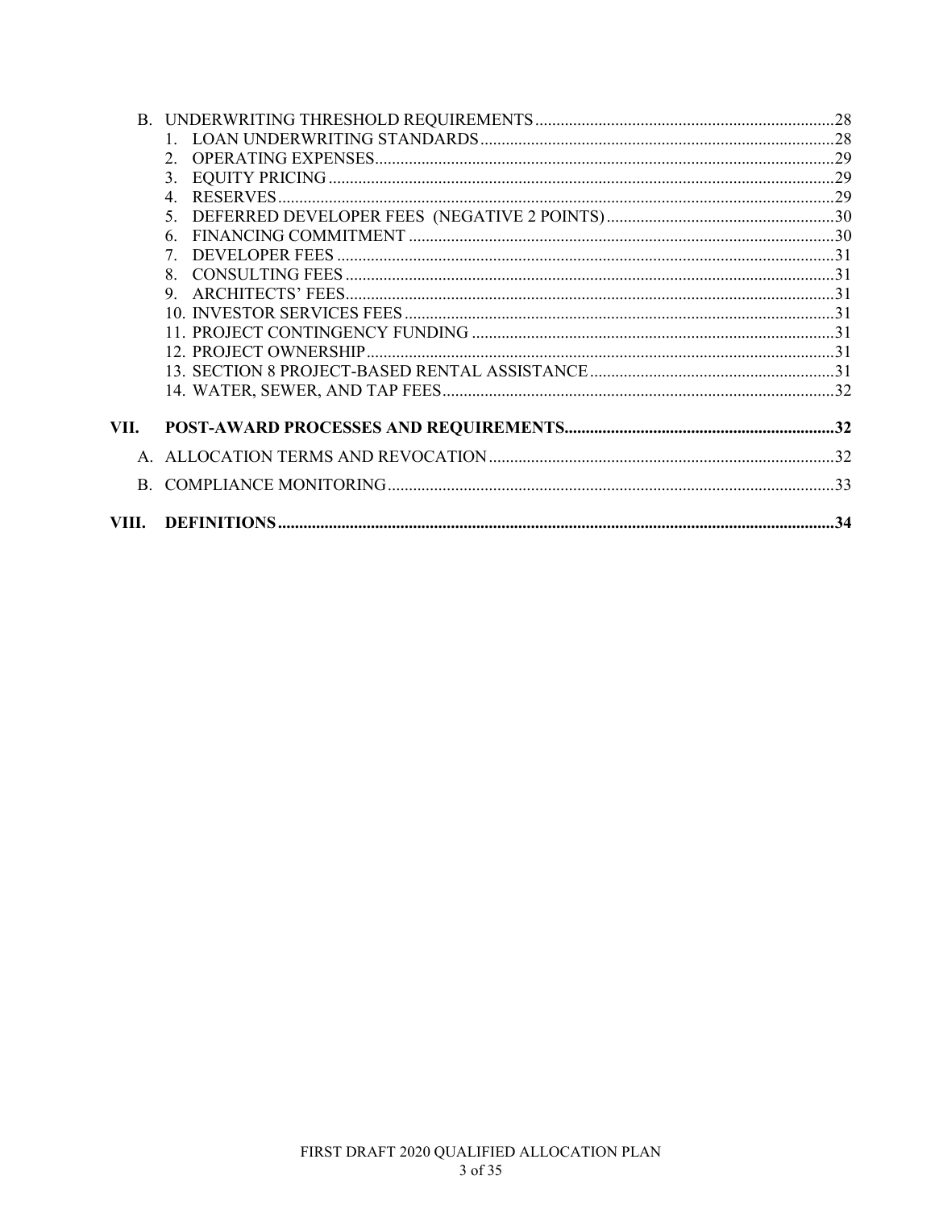B. UNDERWRITING THRESHOLD REQUIREMENTS ..... 28
   1. LOAN UNDERWRITING STANDARDS ..... 28
   2. OPERATING EXPENSES ..... 29
   3. EQUITY PRICING ..... 29
   4. RESERVES ..... 29
   5. DEFERRED DEVELOPER FEES (NEGATIVE 2 POINTS) ..... 30
   6. FINANCING COMMITMENT ..... 30
   7. DEVELOPER FEES ..... 31
   8. CONSULTING FEES ..... 31
   9. ARCHITECTS' FEES ..... 31
   10. INVESTOR SERVICES FEES ..... 31
   11. PROJECT CONTINGENCY FUNDING ..... 31
   12. PROJECT OWNERSHIP ..... 31
   13. SECTION 8 PROJECT-BASED RENTAL ASSISTANCE ..... 31
   14. WATER, SEWER, AND TAP FEES ..... 32

**VII. POST-AWARD PROCESSES AND REQUIREMENTS ..... 32**

A. ALLOCATION TERMS AND REVOCATION ..... 32

B. COMPLIANCE MONITORING ..... 33

**VIII. DEFINITIONS ..... 34**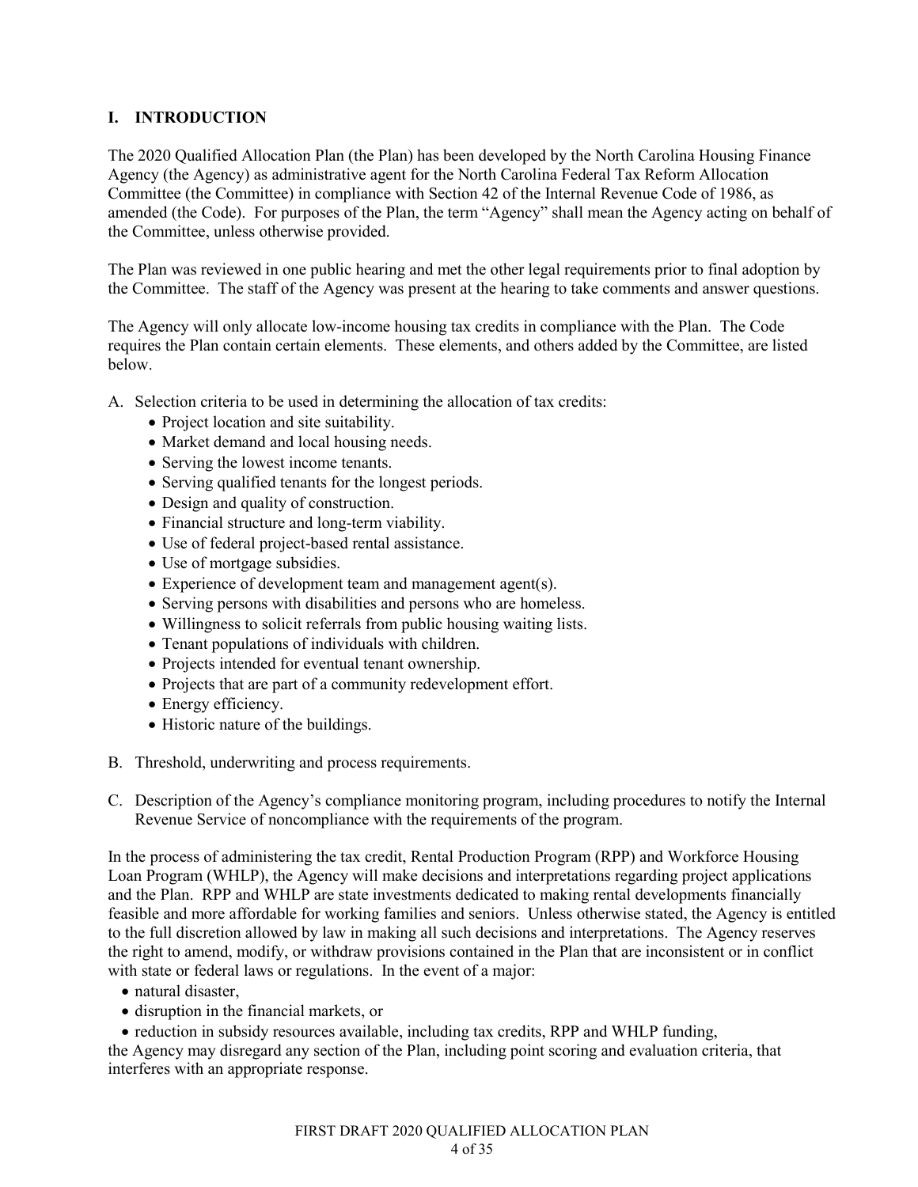## I. INTRODUCTION

The 2020 Qualified Allocation Plan (the Plan) has been developed by the North Carolina Housing Finance Agency (the Agency) as administrative agent for the North Carolina Federal Tax Reform Allocation Committee (the Committee) in compliance with Section 42 of the Internal Revenue Code of 1986, as amended (the Code). For purposes of the Plan, the term "Agency" shall mean the Agency acting on behalf of the Committee, unless otherwise provided.

The Plan was reviewed in one public hearing and met the other legal requirements prior to final adoption by the Committee. The staff of the Agency was present at the hearing to take comments and answer questions.

The Agency will only allocate low-income housing tax credits in compliance with the Plan. The Code requires the Plan contain certain elements. These elements, and others added by the Committee, are listed below.

A. Selection criteria to be used in determining the allocation of tax credits:
   - Project location and site suitability.
   - Market demand and local housing needs.
   - Serving the lowest income tenants.
   - Serving qualified tenants for the longest periods.
   - Design and quality of construction.
   - Financial structure and long-term viability.
   - Use of federal project-based rental assistance.
   - Use of mortgage subsidies.
   - Experience of development team and management agent(s).
   - Serving persons with disabilities and persons who are homeless.
   - Willingness to solicit referrals from public housing waiting lists.
   - Tenant populations of individuals with children.
   - Projects intended for eventual tenant ownership.
   - Projects that are part of a community redevelopment effort.
   - Energy efficiency.
   - Historic nature of the buildings.

B. Threshold, underwriting and process requirements.

C. Description of the Agency's compliance monitoring program, including procedures to notify the Internal Revenue Service of noncompliance with the requirements of the program.

In the process of administering the tax credit, Rental Production Program (RPP) and Workforce Housing Loan Program (WHLP), the Agency will make decisions and interpretations regarding project applications and the Plan. RPP and WHLP are state investments dedicated to making rental developments financially feasible and more affordable for working families and seniors. Unless otherwise stated, the Agency is entitled to the full discretion allowed by law in making all such decisions and interpretations. The Agency reserves the right to amend, modify, or withdraw provisions contained in the Plan that are inconsistent or in conflict with state or federal laws or regulations. In the event of a major:

- natural disaster,
- disruption in the financial markets, or
- reduction in subsidy resources available, including tax credits, RPP and WHLP funding,

the Agency may disregard any section of the Plan, including point scoring and evaluation criteria, that interferes with an appropriate response.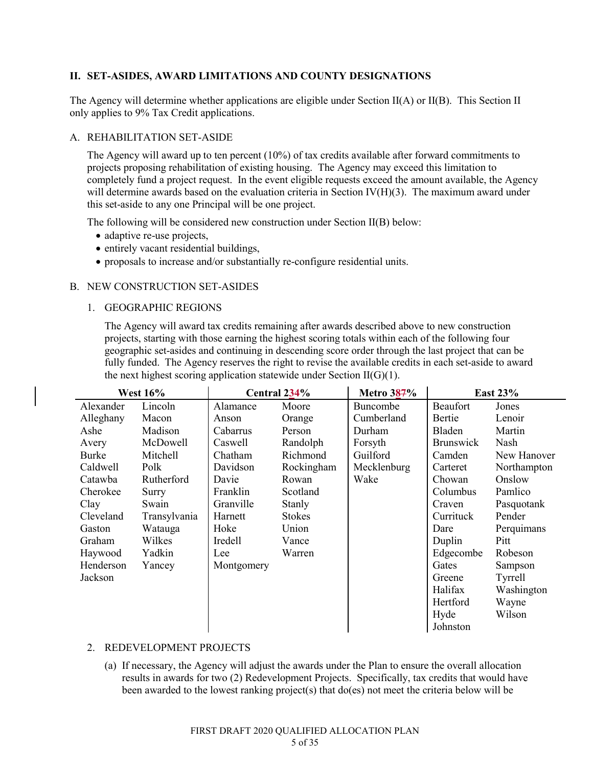## II. SET-ASIDES, AWARD LIMITATIONS AND COUNTY DESIGNATIONS

The Agency will determine whether applications are eligible under Section II(A) or II(B). This Section II only applies to 9% Tax Credit applications.

### A. REHABILITATION SET-ASIDE

The Agency will award up to ten percent (10%) of tax credits available after forward commitments to projects proposing rehabilitation of existing housing. The Agency may exceed this limitation to completely fund a project request. In the event eligible requests exceed the amount available, the Agency will determine awards based on the evaluation criteria in Section IV(H)(3). The maximum award under this set-aside to any one Principal will be one project.

The following will be considered new construction under Section II(B) below:

- adaptive re-use projects,
- entirely vacant residential buildings,
- proposals to increase and/or substantially re-configure residential units.

### B. NEW CONSTRUCTION SET-ASIDES

1. GEOGRAPHIC REGIONS

The Agency will award tax credits remaining after awards described above to new construction projects, starting with those earning the highest scoring totals within each of the following four geographic set-asides and continuing in descending score order through the last project that can be fully funded. The Agency reserves the right to revise the available credits in each set-aside to award the next highest scoring application statewide under Section II(G)(1).

| West 16% | | Central 2~~3~~4% | | Metro 3~~8~~7% | East 23% | |
|---|---|---|---|---|---|---|
| Alexander | Lincoln | Alamance | Moore | Buncombe | Beaufort | Jones |
| Alleghany | Macon | Anson | Orange | Cumberland | Bertie | Lenoir |
| Ashe | Madison | Cabarrus | Person | Durham | Bladen | Martin |
| Avery | McDowell | Caswell | Randolph | Forsyth | Brunswick | Nash |
| Burke | Mitchell | Chatham | Richmond | Guilford | Camden | New Hanover |
| Caldwell | Polk | Davidson | Rockingham | Mecklenburg | Carteret | Northampton |
| Catawba | Rutherford | Davie | Rowan | Wake | Chowan | Onslow |
| Cherokee | Surry | Franklin | Scotland | | Columbus | Pamlico |
| Clay | Swain | Granville | Stanly | | Craven | Pasquotank |
| Cleveland | Transylvania | Harnett | Stokes | | Currituck | Pender |
| Gaston | Watauga | Hoke | Union | | Dare | Perquimans |
| Graham | Wilkes | Iredell | Vance | | Duplin | Pitt |
| Haywood | Yadkin | Lee | Warren | | Edgecombe | Robeson |
| Henderson | Yancey | Montgomery | | | Gates | Sampson |
| Jackson | | | | | Greene | Tyrrell |
| | | | | | Halifax | Washington |
| | | | | | Hertford | Wayne |
| | | | | | Hyde | Wilson |
| | | | | | Johnston | |

2. REDEVELOPMENT PROJECTS

(a) If necessary, the Agency will adjust the awards under the Plan to ensure the overall allocation results in awards for two (2) Redevelopment Projects. Specifically, tax credits that would have been awarded to the lowest ranking project(s) that do(es) not meet the criteria below will be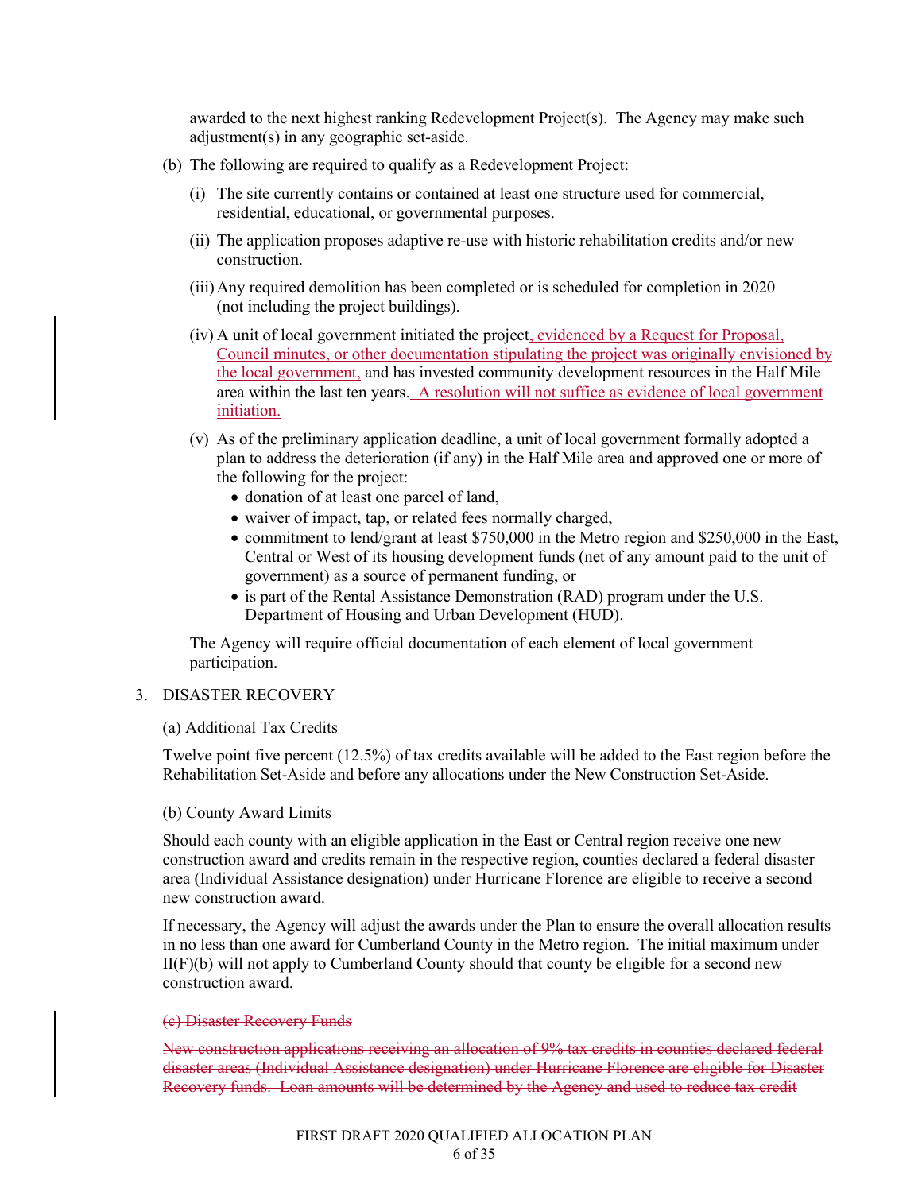awarded to the next highest ranking Redevelopment Project(s). The Agency may make such adjustment(s) in any geographic set-aside.

(b) The following are required to qualify as a Redevelopment Project:

(i) The site currently contains or contained at least one structure used for commercial, residential, educational, or governmental purposes.

(ii) The application proposes adaptive re-use with historic rehabilitation credits and/or new construction.

(iii) Any required demolition has been completed or is scheduled for completion in 2020 (not including the project buildings).

(iv) A unit of local government initiated the project, evidenced by a Request for Proposal, Council minutes, or other documentation stipulating the project was originally envisioned by the local government, and has invested community development resources in the Half Mile area within the last ten years. A resolution will not suffice as evidence of local government initiation.

(v) As of the preliminary application deadline, a unit of local government formally adopted a plan to address the deterioration (if any) in the Half Mile area and approved one or more of the following for the project:

- donation of at least one parcel of land,
- waiver of impact, tap, or related fees normally charged,
- commitment to lend/grant at least $750,000 in the Metro region and $250,000 in the East, Central or West of its housing development funds (net of any amount paid to the unit of government) as a source of permanent funding, or
- is part of the Rental Assistance Demonstration (RAD) program under the U.S. Department of Housing and Urban Development (HUD).

The Agency will require official documentation of each element of local government participation.

3. DISASTER RECOVERY

(a) Additional Tax Credits

Twelve point five percent (12.5%) of tax credits available will be added to the East region before the Rehabilitation Set-Aside and before any allocations under the New Construction Set-Aside.

(b) County Award Limits

Should each county with an eligible application in the East or Central region receive one new construction award and credits remain in the respective region, counties declared a federal disaster area (Individual Assistance designation) under Hurricane Florence are eligible to receive a second new construction award.

If necessary, the Agency will adjust the awards under the Plan to ensure the overall allocation results in no less than one award for Cumberland County in the Metro region. The initial maximum under II(F)(b) will not apply to Cumberland County should that county be eligible for a second new construction award.

~~(c) Disaster Recovery Funds~~

~~New construction applications receiving an allocation of 9% tax credits in counties declared federal disaster areas (Individual Assistance designation) under Hurricane Florence are eligible for Disaster Recovery funds. Loan amounts will be determined by the Agency and used to reduce tax credit~~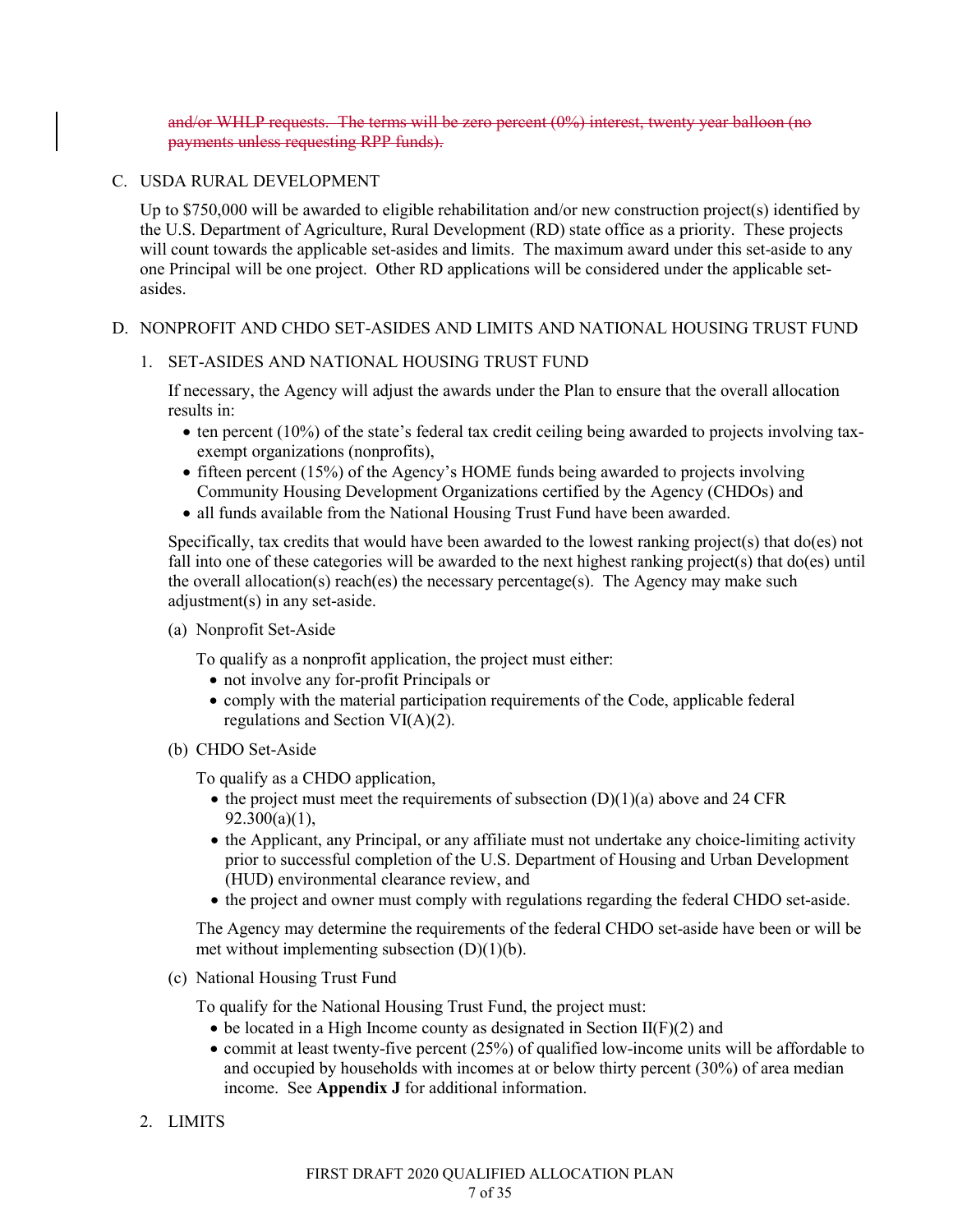~~and/or WHLP requests. The terms will be zero percent (0%) interest, twenty year balloon (no payments unless requesting RPP funds).~~

C. USDA RURAL DEVELOPMENT

Up to $750,000 will be awarded to eligible rehabilitation and/or new construction project(s) identified by the U.S. Department of Agriculture, Rural Development (RD) state office as a priority. These projects will count towards the applicable set-asides and limits. The maximum award under this set-aside to any one Principal will be one project. Other RD applications will be considered under the applicable set-asides.

D. NONPROFIT AND CHDO SET-ASIDES AND LIMITS AND NATIONAL HOUSING TRUST FUND

1. SET-ASIDES AND NATIONAL HOUSING TRUST FUND

If necessary, the Agency will adjust the awards under the Plan to ensure that the overall allocation results in:

- ten percent (10%) of the state's federal tax credit ceiling being awarded to projects involving tax-exempt organizations (nonprofits),
- fifteen percent (15%) of the Agency's HOME funds being awarded to projects involving Community Housing Development Organizations certified by the Agency (CHDOs) and
- all funds available from the National Housing Trust Fund have been awarded.

Specifically, tax credits that would have been awarded to the lowest ranking project(s) that do(es) not fall into one of these categories will be awarded to the next highest ranking project(s) that do(es) until the overall allocation(s) reach(es) the necessary percentage(s). The Agency may make such adjustment(s) in any set-aside.

(a) Nonprofit Set-Aside

To qualify as a nonprofit application, the project must either:

- not involve any for-profit Principals or
- comply with the material participation requirements of the Code, applicable federal regulations and Section VI(A)(2).

(b) CHDO Set-Aside

To qualify as a CHDO application,

- the project must meet the requirements of subsection (D)(1)(a) above and 24 CFR 92.300(a)(1),
- the Applicant, any Principal, or any affiliate must not undertake any choice-limiting activity prior to successful completion of the U.S. Department of Housing and Urban Development (HUD) environmental clearance review, and
- the project and owner must comply with regulations regarding the federal CHDO set-aside.

The Agency may determine the requirements of the federal CHDO set-aside have been or will be met without implementing subsection (D)(1)(b).

(c) National Housing Trust Fund

To qualify for the National Housing Trust Fund, the project must:

- be located in a High Income county as designated in Section II(F)(2) and
- commit at least twenty-five percent (25%) of qualified low-income units will be affordable to and occupied by households with incomes at or below thirty percent (30%) of area median income. See **Appendix J** for additional information.

2. LIMITS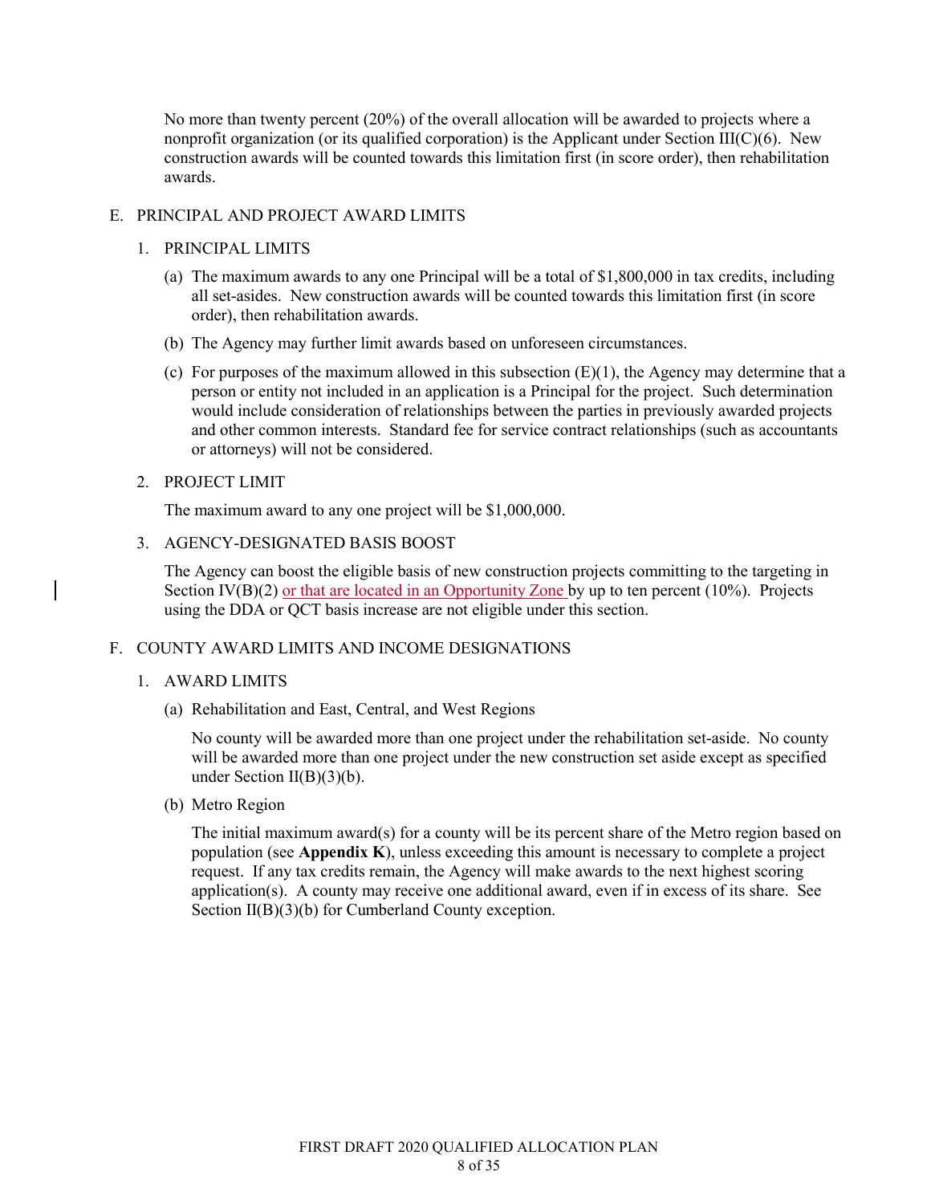No more than twenty percent (20%) of the overall allocation will be awarded to projects where a nonprofit organization (or its qualified corporation) is the Applicant under Section III(C)(6). New construction awards will be counted towards this limitation first (in score order), then rehabilitation awards.

## E. PRINCIPAL AND PROJECT AWARD LIMITS

### 1. PRINCIPAL LIMITS

(a) The maximum awards to any one Principal will be a total of $1,800,000 in tax credits, including all set-asides. New construction awards will be counted towards this limitation first (in score order), then rehabilitation awards.

(b) The Agency may further limit awards based on unforeseen circumstances.

(c) For purposes of the maximum allowed in this subsection (E)(1), the Agency may determine that a person or entity not included in an application is a Principal for the project. Such determination would include consideration of relationships between the parties in previously awarded projects and other common interests. Standard fee for service contract relationships (such as accountants or attorneys) will not be considered.

### 2. PROJECT LIMIT

The maximum award to any one project will be $1,000,000.

### 3. AGENCY-DESIGNATED BASIS BOOST

The Agency can boost the eligible basis of new construction projects committing to the targeting in Section IV(B)(2) or that are located in an Opportunity Zone by up to ten percent (10%). Projects using the DDA or QCT basis increase are not eligible under this section.

## F. COUNTY AWARD LIMITS AND INCOME DESIGNATIONS

### 1. AWARD LIMITS

(a) Rehabilitation and East, Central, and West Regions

No county will be awarded more than one project under the rehabilitation set-aside. No county will be awarded more than one project under the new construction set aside except as specified under Section II(B)(3)(b).

(b) Metro Region

The initial maximum award(s) for a county will be its percent share of the Metro region based on population (see **Appendix K**), unless exceeding this amount is necessary to complete a project request. If any tax credits remain, the Agency will make awards to the next highest scoring application(s). A county may receive one additional award, even if in excess of its share. See Section II(B)(3)(b) for Cumberland County exception.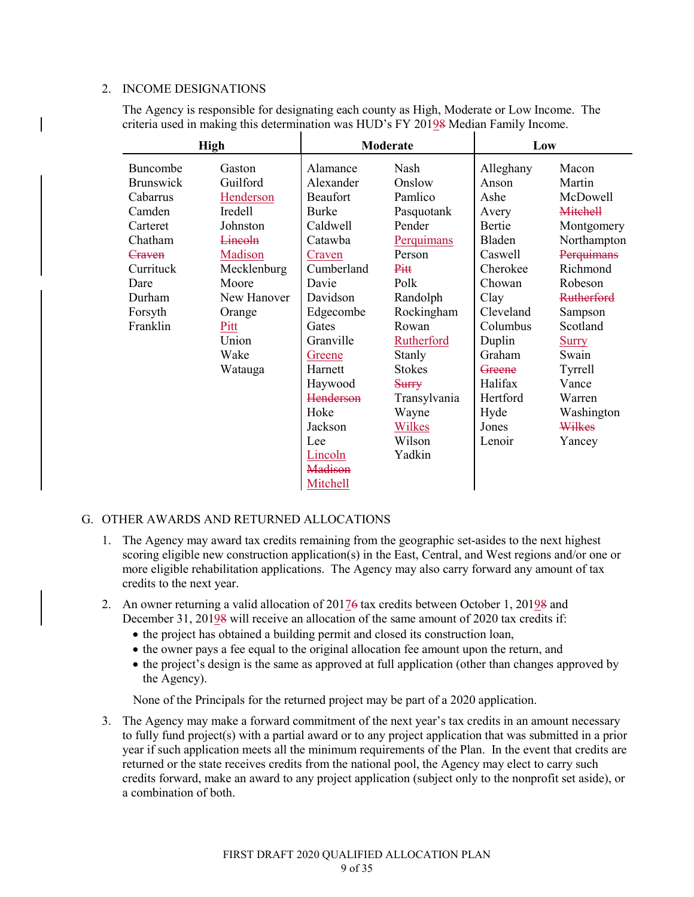2. INCOME DESIGNATIONS

   The Agency is responsible for designating each county as High, Moderate or Low Income. The criteria used in making this determination was HUD's FY 2019~~8~~ Median Family Income.

| High | | Moderate | | Low | |
|---|---|---|---|---|---|
| Buncombe | Gaston | Alamance | Nash | Alleghany | Macon |
| Brunswick | Guilford | Alexander | Onslow | Anson | Martin |
| Cabarrus | Henderson | Beaufort | Pamlico | Ashe | McDowell |
| Camden | Iredell | Burke | Pasquotank | Avery | ~~Mitchell~~ |
| Carteret | Johnston | Caldwell | Pender | Bertie | Montgomery |
| Chatham | ~~Lincoln~~ | Catawba | Perquimans | Bladen | Northampton |
| ~~Craven~~ | Madison | Craven | Person | Caswell | ~~Perquimans~~ |
| Currituck | Mecklenburg | Cumberland | ~~Pitt~~ | Cherokee | Richmond |
| Dare | Moore | Davie | Polk | Chowan | Robeson |
| Durham | New Hanover | Davidson | Randolph | Clay | ~~Rutherford~~ |
| Forsyth | Orange | Edgecombe | Rockingham | Cleveland | Sampson |
| Franklin | Pitt | Gates | Rowan | Columbus | Scotland |
| | Union | Granville | Rutherford | Duplin | Surry |
| | Wake | Greene | Stanly | Graham | Swain |
| | Watauga | Harnett | Stokes | ~~Greene~~ | Tyrrell |
| | | Haywood | ~~Surry~~ | Halifax | Vance |
| | | ~~Henderson~~ | Transylvania | Hertford | Warren |
| | | Hoke | Wayne | Hyde | Washington |
| | | Jackson | Wilkes | Jones | ~~Wilkes~~ |
| | | Lee | Wilson | Lenoir | Yancey |
| | | Lincoln | Yadkin | | |
| | | ~~Madison~~ | | | |
| | | Mitchell | | | |

## G. OTHER AWARDS AND RETURNED ALLOCATIONS

1. The Agency may award tax credits remaining from the geographic set-asides to the next highest scoring eligible new construction application(s) in the East, Central, and West regions and/or one or more eligible rehabilitation applications. The Agency may also carry forward any amount of tax credits to the next year.

2. An owner returning a valid allocation of 2017~~6~~ tax credits between October 1, 2019~~8~~ and December 31, 2019~~8~~ will receive an allocation of the same amount of 2020 tax credits if:
   - the project has obtained a building permit and closed its construction loan,
   - the owner pays a fee equal to the original allocation fee amount upon the return, and
   - the project's design is the same as approved at full application (other than changes approved by the Agency).

   None of the Principals for the returned project may be part of a 2020 application.

3. The Agency may make a forward commitment of the next year's tax credits in an amount necessary to fully fund project(s) with a partial award or to any project application that was submitted in a prior year if such application meets all the minimum requirements of the Plan. In the event that credits are returned or the state receives credits from the national pool, the Agency may elect to carry such credits forward, make an award to any project application (subject only to the nonprofit set aside), or a combination of both.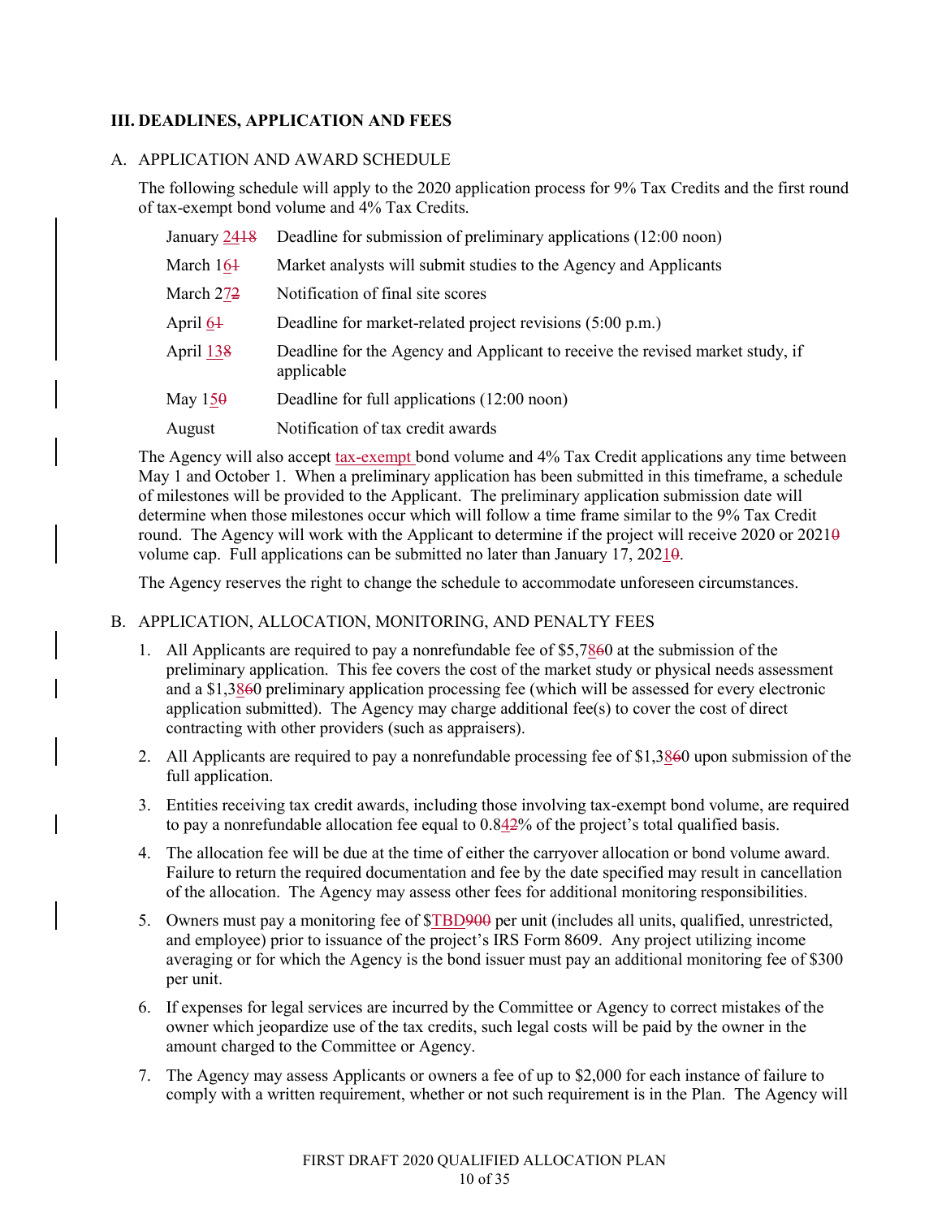## III. DEADLINES, APPLICATION AND FEES

### A. APPLICATION AND AWARD SCHEDULE

The following schedule will apply to the 2020 application process for 9% Tax Credits and the first round of tax-exempt bond volume and 4% Tax Credits.

| Date | Milestone |
|---|---|
| January 24~~18~~ | Deadline for submission of preliminary applications (12:00 noon) |
| March 16~~1~~ | Market analysts will submit studies to the Agency and Applicants |
| March 27~~2~~ | Notification of final site scores |
| April 6~~1~~ | Deadline for market-related project revisions (5:00 p.m.) |
| April 13~~8~~ | Deadline for the Agency and Applicant to receive the revised market study, if applicable |
| May 15~~0~~ | Deadline for full applications (12:00 noon) |
| August | Notification of tax credit awards |

The Agency will also accept tax-exempt bond volume and 4% Tax Credit applications any time between May 1 and October 1. When a preliminary application has been submitted in this timeframe, a schedule of milestones will be provided to the Applicant. The preliminary application submission date will determine when those milestones occur which will follow a time frame similar to the 9% Tax Credit round. The Agency will work with the Applicant to determine if the project will receive 2020 or 2021~~0~~ volume cap. Full applications can be submitted no later than January 17, 2021~~0~~.

The Agency reserves the right to change the schedule to accommodate unforeseen circumstances.

### B. APPLICATION, ALLOCATION, MONITORING, AND PENALTY FEES

1. All Applicants are required to pay a nonrefundable fee of $5,78~~6~~0 at the submission of the preliminary application. This fee covers the cost of the market study or physical needs assessment and a $1,38~~6~~0 preliminary application processing fee (which will be assessed for every electronic application submitted). The Agency may charge additional fee(s) to cover the cost of direct contracting with other providers (such as appraisers).

2. All Applicants are required to pay a nonrefundable processing fee of $1,38~~6~~0 upon submission of the full application.

3. Entities receiving tax credit awards, including those involving tax-exempt bond volume, are required to pay a nonrefundable allocation fee equal to 0.84~~2~~% of the project's total qualified basis.

4. The allocation fee will be due at the time of either the carryover allocation or bond volume award. Failure to return the required documentation and fee by the date specified may result in cancellation of the allocation. The Agency may assess other fees for additional monitoring responsibilities.

5. Owners must pay a monitoring fee of $TBD~~900~~ per unit (includes all units, qualified, unrestricted, and employee) prior to issuance of the project's IRS Form 8609. Any project utilizing income averaging or for which the Agency is the bond issuer must pay an additional monitoring fee of $300 per unit.

6. If expenses for legal services are incurred by the Committee or Agency to correct mistakes of the owner which jeopardize use of the tax credits, such legal costs will be paid by the owner in the amount charged to the Committee or Agency.

7. The Agency may assess Applicants or owners a fee of up to $2,000 for each instance of failure to comply with a written requirement, whether or not such requirement is in the Plan. The Agency will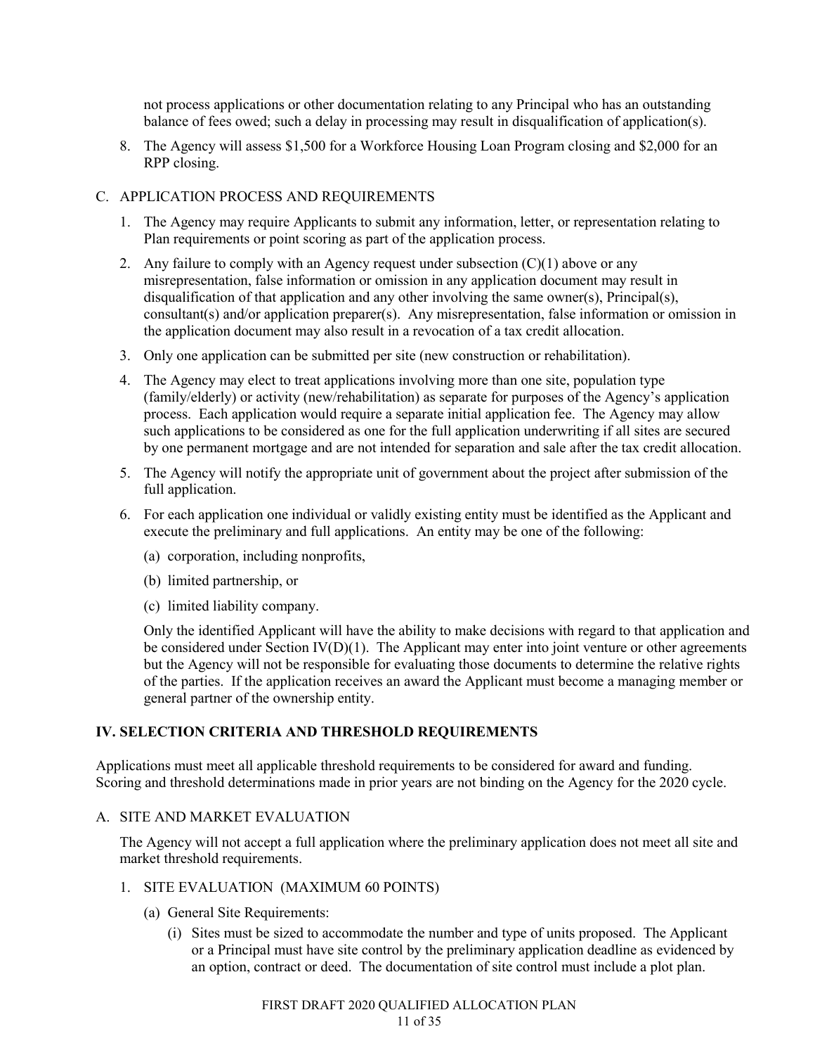not process applications or other documentation relating to any Principal who has an outstanding balance of fees owed; such a delay in processing may result in disqualification of application(s).

8. The Agency will assess $1,500 for a Workforce Housing Loan Program closing and $2,000 for an RPP closing.

C. APPLICATION PROCESS AND REQUIREMENTS

1. The Agency may require Applicants to submit any information, letter, or representation relating to Plan requirements or point scoring as part of the application process.

2. Any failure to comply with an Agency request under subsection (C)(1) above or any misrepresentation, false information or omission in any application document may result in disqualification of that application and any other involving the same owner(s), Principal(s), consultant(s) and/or application preparer(s). Any misrepresentation, false information or omission in the application document may also result in a revocation of a tax credit allocation.

3. Only one application can be submitted per site (new construction or rehabilitation).

4. The Agency may elect to treat applications involving more than one site, population type (family/elderly) or activity (new/rehabilitation) as separate for purposes of the Agency's application process. Each application would require a separate initial application fee. The Agency may allow such applications to be considered as one for the full application underwriting if all sites are secured by one permanent mortgage and are not intended for separation and sale after the tax credit allocation.

5. The Agency will notify the appropriate unit of government about the project after submission of the full application.

6. For each application one individual or validly existing entity must be identified as the Applicant and execute the preliminary and full applications. An entity may be one of the following:

   (a) corporation, including nonprofits,

   (b) limited partnership, or

   (c) limited liability company.

   Only the identified Applicant will have the ability to make decisions with regard to that application and be considered under Section IV(D)(1). The Applicant may enter into joint venture or other agreements but the Agency will not be responsible for evaluating those documents to determine the relative rights of the parties. If the application receives an award the Applicant must become a managing member or general partner of the ownership entity.

## IV. SELECTION CRITERIA AND THRESHOLD REQUIREMENTS

Applications must meet all applicable threshold requirements to be considered for award and funding. Scoring and threshold determinations made in prior years are not binding on the Agency for the 2020 cycle.

A. SITE AND MARKET EVALUATION

The Agency will not accept a full application where the preliminary application does not meet all site and market threshold requirements.

1. SITE EVALUATION (MAXIMUM 60 POINTS)

   (a) General Site Requirements:

      (i) Sites must be sized to accommodate the number and type of units proposed. The Applicant or a Principal must have site control by the preliminary application deadline as evidenced by an option, contract or deed. The documentation of site control must include a plot plan.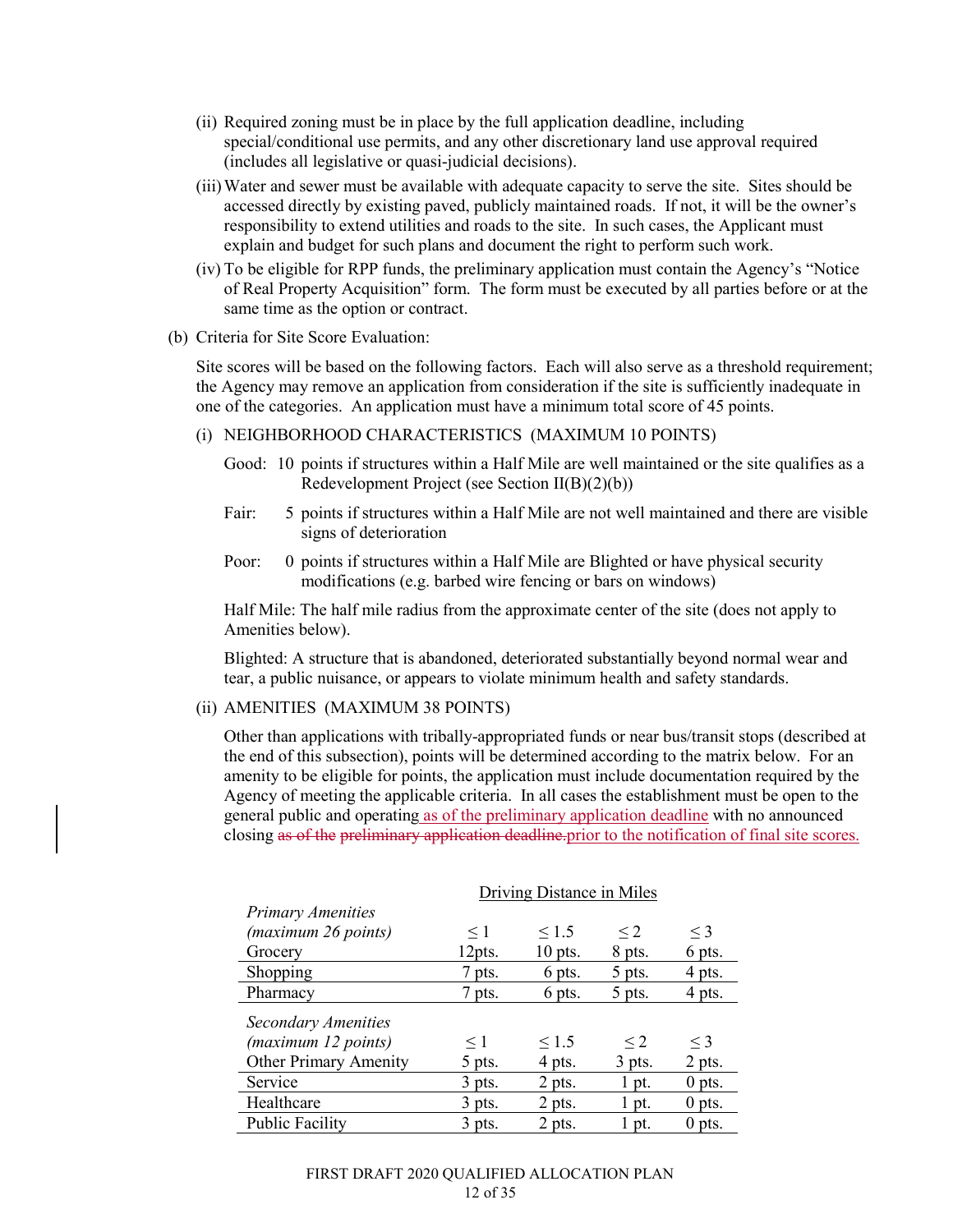(ii) Required zoning must be in place by the full application deadline, including special/conditional use permits, and any other discretionary land use approval required (includes all legislative or quasi-judicial decisions).

(iii) Water and sewer must be available with adequate capacity to serve the site. Sites should be accessed directly by existing paved, publicly maintained roads. If not, it will be the owner's responsibility to extend utilities and roads to the site. In such cases, the Applicant must explain and budget for such plans and document the right to perform such work.

(iv) To be eligible for RPP funds, the preliminary application must contain the Agency's "Notice of Real Property Acquisition" form. The form must be executed by all parties before or at the same time as the option or contract.

(b) Criteria for Site Score Evaluation:

Site scores will be based on the following factors. Each will also serve as a threshold requirement; the Agency may remove an application from consideration if the site is sufficiently inadequate in one of the categories. An application must have a minimum total score of 45 points.

(i) NEIGHBORHOOD CHARACTERISTICS (MAXIMUM 10 POINTS)

Good: 10 points if structures within a Half Mile are well maintained or the site qualifies as a Redevelopment Project (see Section II(B)(2)(b))

Fair: 5 points if structures within a Half Mile are not well maintained and there are visible signs of deterioration

Poor: 0 points if structures within a Half Mile are Blighted or have physical security modifications (e.g. barbed wire fencing or bars on windows)

Half Mile: The half mile radius from the approximate center of the site (does not apply to Amenities below).

Blighted: A structure that is abandoned, deteriorated substantially beyond normal wear and tear, a public nuisance, or appears to violate minimum health and safety standards.

(ii) AMENITIES (MAXIMUM 38 POINTS)

Other than applications with tribally-appropriated funds or near bus/transit stops (described at the end of this subsection), points will be determined according to the matrix below. For an amenity to be eligible for points, the application must include documentation required by the Agency of meeting the applicable criteria. In all cases the establishment must be open to the general public and operating as of the preliminary application deadline with no announced closing ~~as of the preliminary application deadline.~~prior to the notification of final site scores.

| | Driving Distance in Miles | | | |
|---|---|---|---|---|
| *Primary Amenities (maximum 26 points)* | ≤ 1 | ≤ 1.5 | ≤ 2 | ≤ 3 |
| Grocery | 12pts. | 10 pts. | 8 pts. | 6 pts. |
| Shopping | 7 pts. | 6 pts. | 5 pts. | 4 pts. |
| Pharmacy | 7 pts. | 6 pts. | 5 pts. | 4 pts. |
| *Secondary Amenities (maximum 12 points)* | ≤ 1 | ≤ 1.5 | ≤ 2 | ≤ 3 |
| Other Primary Amenity | 5 pts. | 4 pts. | 3 pts. | 2 pts. |
| Service | 3 pts. | 2 pts. | 1 pt. | 0 pts. |
| Healthcare | 3 pts. | 2 pts. | 1 pt. | 0 pts. |
| Public Facility | 3 pts. | 2 pts. | 1 pt. | 0 pts. |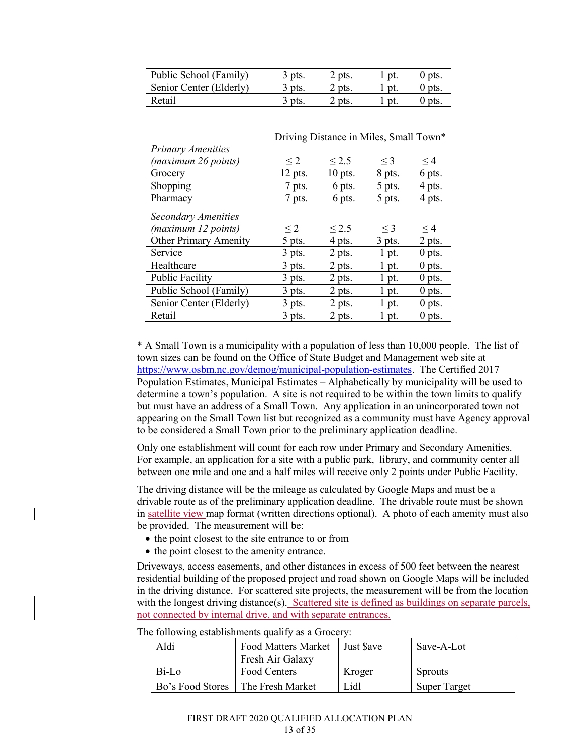| Public School (Family) | 3 pts. | 2 pts. | 1 pt. | 0 pts. |
|---|---|---|---|---|
| Senior Center (Elderly) | 3 pts. | 2 pts. | 1 pt. | 0 pts. |
| Retail | 3 pts. | 2 pts. | 1 pt. | 0 pts. |

| | Driving Distance in Miles, Small Town* | | | |
|---|---|---|---|---|
| *Primary Amenities (maximum 26 points)* | ≤ 2 | ≤ 2.5 | ≤ 3 | ≤ 4 |
| Grocery | 12 pts. | 10 pts. | 8 pts. | 6 pts. |
| Shopping | 7 pts. | 6 pts. | 5 pts. | 4 pts. |
| Pharmacy | 7 pts. | 6 pts. | 5 pts. | 4 pts. |
| *Secondary Amenities (maximum 12 points)* | ≤ 2 | ≤ 2.5 | ≤ 3 | ≤ 4 |
| Other Primary Amenity | 5 pts. | 4 pts. | 3 pts. | 2 pts. |
| Service | 3 pts. | 2 pts. | 1 pt. | 0 pts. |
| Healthcare | 3 pts. | 2 pts. | 1 pt. | 0 pts. |
| Public Facility | 3 pts. | 2 pts. | 1 pt. | 0 pts. |
| Public School (Family) | 3 pts. | 2 pts. | 1 pt. | 0 pts. |
| Senior Center (Elderly) | 3 pts. | 2 pts. | 1 pt. | 0 pts. |
| Retail | 3 pts. | 2 pts. | 1 pt. | 0 pts. |

* A Small Town is a municipality with a population of less than 10,000 people. The list of town sizes can be found on the Office of State Budget and Management web site at https://www.osbm.nc.gov/demog/municipal-population-estimates. The Certified 2017 Population Estimates, Municipal Estimates – Alphabetically by municipality will be used to determine a town's population. A site is not required to be within the town limits to qualify but must have an address of a Small Town. Any application in an unincorporated town not appearing on the Small Town list but recognized as a community must have Agency approval to be considered a Small Town prior to the preliminary application deadline.

Only one establishment will count for each row under Primary and Secondary Amenities. For example, an application for a site with a public park, library, and community center all between one mile and one and a half miles will receive only 2 points under Public Facility.

The driving distance will be the mileage as calculated by Google Maps and must be a drivable route as of the preliminary application deadline. The drivable route must be shown in satellite view map format (written directions optional). A photo of each amenity must also be provided. The measurement will be:

- the point closest to the site entrance to or from
- the point closest to the amenity entrance.

Driveways, access easements, and other distances in excess of 500 feet between the nearest residential building of the proposed project and road shown on Google Maps will be included in the driving distance. For scattered site projects, the measurement will be from the location with the longest driving distance(s). Scattered site is defined as buildings on separate parcels, not connected by internal drive, and with separate entrances.

The following establishments qualify as a Grocery:

| Aldi | Food Matters Market | Just $ave | Save-A-Lot |
|---|---|---|---|
| Bi-Lo | Fresh Air Galaxy Food Centers | Kroger | Sprouts |
| Bo's Food Stores | The Fresh Market | Lidl | Super Target |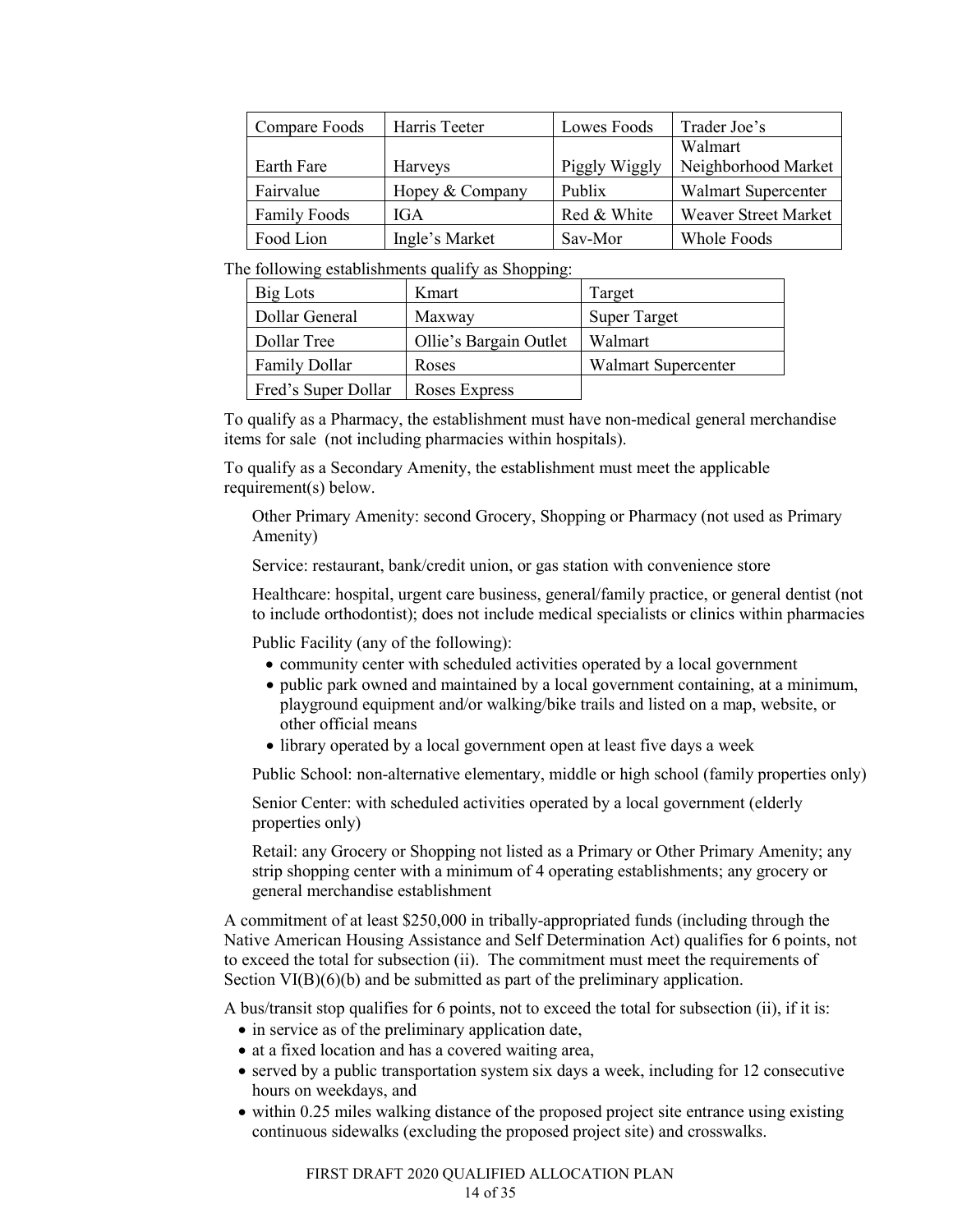| Compare Foods | Harris Teeter | Lowes Foods | Trader Joe's |
|---|---|---|---|
| Earth Fare | Harveys | Piggly Wiggly | Walmart Neighborhood Market |
| Fairvalue | Hopey & Company | Publix | Walmart Supercenter |
| Family Foods | IGA | Red & White | Weaver Street Market |
| Food Lion | Ingle's Market | Sav-Mor | Whole Foods |

The following establishments qualify as Shopping:

| Big Lots | Kmart | Target |
|---|---|---|
| Dollar General | Maxway | Super Target |
| Dollar Tree | Ollie's Bargain Outlet | Walmart |
| Family Dollar | Roses | Walmart Supercenter |
| Fred's Super Dollar | Roses Express | |

To qualify as a Pharmacy, the establishment must have non-medical general merchandise items for sale (not including pharmacies within hospitals).

To qualify as a Secondary Amenity, the establishment must meet the applicable requirement(s) below.

Other Primary Amenity: second Grocery, Shopping or Pharmacy (not used as Primary Amenity)

Service: restaurant, bank/credit union, or gas station with convenience store

Healthcare: hospital, urgent care business, general/family practice, or general dentist (not to include orthodontist); does not include medical specialists or clinics within pharmacies

Public Facility (any of the following):

- community center with scheduled activities operated by a local government
- public park owned and maintained by a local government containing, at a minimum, playground equipment and/or walking/bike trails and listed on a map, website, or other official means
- library operated by a local government open at least five days a week

Public School: non-alternative elementary, middle or high school (family properties only)

Senior Center: with scheduled activities operated by a local government (elderly properties only)

Retail: any Grocery or Shopping not listed as a Primary or Other Primary Amenity; any strip shopping center with a minimum of 4 operating establishments; any grocery or general merchandise establishment

A commitment of at least $250,000 in tribally-appropriated funds (including through the Native American Housing Assistance and Self Determination Act) qualifies for 6 points, not to exceed the total for subsection (ii). The commitment must meet the requirements of Section VI(B)(6)(b) and be submitted as part of the preliminary application.

A bus/transit stop qualifies for 6 points, not to exceed the total for subsection (ii), if it is:

- in service as of the preliminary application date,
- at a fixed location and has a covered waiting area,
- served by a public transportation system six days a week, including for 12 consecutive hours on weekdays, and
- within 0.25 miles walking distance of the proposed project site entrance using existing continuous sidewalks (excluding the proposed project site) and crosswalks.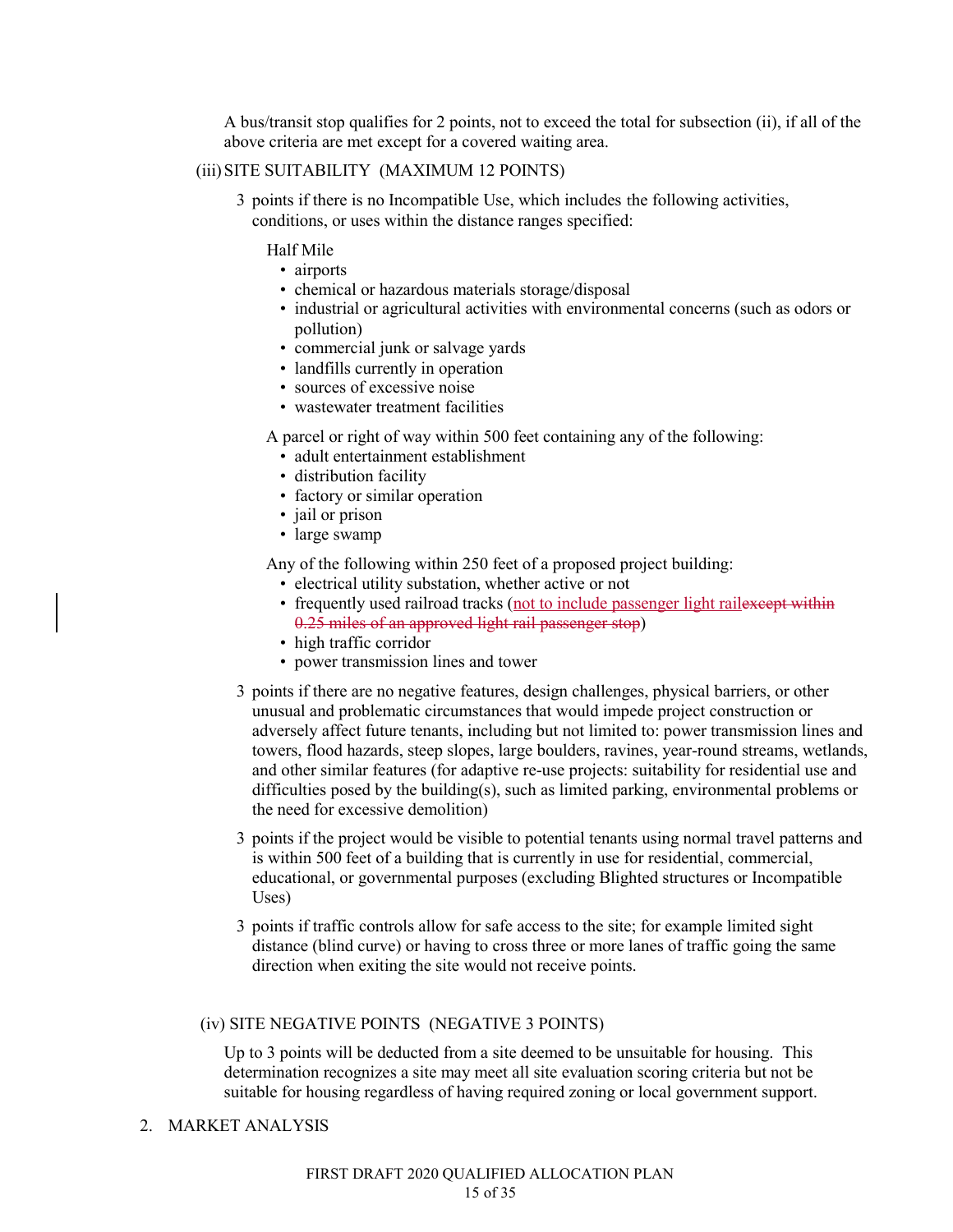A bus/transit stop qualifies for 2 points, not to exceed the total for subsection (ii), if all of the above criteria are met except for a covered waiting area.

(iii) SITE SUITABILITY (MAXIMUM 12 POINTS)

3 points if there is no Incompatible Use, which includes the following activities, conditions, or uses within the distance ranges specified:

Half Mile

- airports
- chemical or hazardous materials storage/disposal
- industrial or agricultural activities with environmental concerns (such as odors or pollution)
- commercial junk or salvage yards
- landfills currently in operation
- sources of excessive noise
- wastewater treatment facilities

A parcel or right of way within 500 feet containing any of the following:

- adult entertainment establishment
- distribution facility
- factory or similar operation
- jail or prison
- large swamp

Any of the following within 250 feet of a proposed project building:

- electrical utility substation, whether active or not
- frequently used railroad tracks (<u>not to include passenger light rail</u>~~except within 0.25 miles of an approved light rail passenger stop~~)
- high traffic corridor
- power transmission lines and tower

3 points if there are no negative features, design challenges, physical barriers, or other unusual and problematic circumstances that would impede project construction or adversely affect future tenants, including but not limited to: power transmission lines and towers, flood hazards, steep slopes, large boulders, ravines, year-round streams, wetlands, and other similar features (for adaptive re-use projects: suitability for residential use and difficulties posed by the building(s), such as limited parking, environmental problems or the need for excessive demolition)

3 points if the project would be visible to potential tenants using normal travel patterns and is within 500 feet of a building that is currently in use for residential, commercial, educational, or governmental purposes (excluding Blighted structures or Incompatible Uses)

3 points if traffic controls allow for safe access to the site; for example limited sight distance (blind curve) or having to cross three or more lanes of traffic going the same direction when exiting the site would not receive points.

(iv) SITE NEGATIVE POINTS (NEGATIVE 3 POINTS)

Up to 3 points will be deducted from a site deemed to be unsuitable for housing. This determination recognizes a site may meet all site evaluation scoring criteria but not be suitable for housing regardless of having required zoning or local government support.

2. MARKET ANALYSIS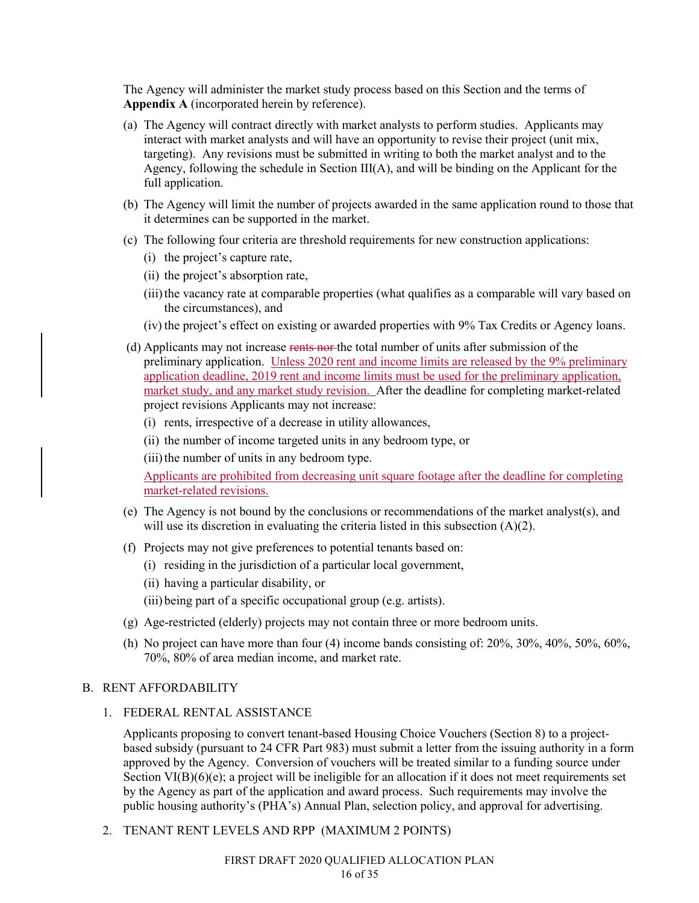The Agency will administer the market study process based on this Section and the terms of **Appendix A** (incorporated herein by reference).

(a) The Agency will contract directly with market analysts to perform studies. Applicants may interact with market analysts and will have an opportunity to revise their project (unit mix, targeting). Any revisions must be submitted in writing to both the market analyst and to the Agency, following the schedule in Section III(A), and will be binding on the Applicant for the full application.

(b) The Agency will limit the number of projects awarded in the same application round to those that it determines can be supported in the market.

(c) The following four criteria are threshold requirements for new construction applications:

- (i) the project's capture rate,
- (ii) the project's absorption rate,
- (iii) the vacancy rate at comparable properties (what qualifies as a comparable will vary based on the circumstances), and
- (iv) the project's effect on existing or awarded properties with 9% Tax Credits or Agency loans.

(d) Applicants may not increase ~~rents nor~~ the total number of units after submission of the preliminary application. Unless 2020 rent and income limits are released by the 9% preliminary application deadline, 2019 rent and income limits must be used for the preliminary application, market study, and any market study revision. After the deadline for completing market-related project revisions Applicants may not increase:

- (i) rents, irrespective of a decrease in utility allowances,
- (ii) the number of income targeted units in any bedroom type, or
- (iii) the number of units in any bedroom type.

Applicants are prohibited from decreasing unit square footage after the deadline for completing market-related revisions.

(e) The Agency is not bound by the conclusions or recommendations of the market analyst(s), and will use its discretion in evaluating the criteria listed in this subsection (A)(2).

(f) Projects may not give preferences to potential tenants based on:

- (i) residing in the jurisdiction of a particular local government,
- (ii) having a particular disability, or
- (iii) being part of a specific occupational group (e.g. artists).

(g) Age-restricted (elderly) projects may not contain three or more bedroom units.

(h) No project can have more than four (4) income bands consisting of: 20%, 30%, 40%, 50%, 60%, 70%, 80% of area median income, and market rate.

## B. RENT AFFORDABILITY

### 1. FEDERAL RENTAL ASSISTANCE

Applicants proposing to convert tenant-based Housing Choice Vouchers (Section 8) to a project-based subsidy (pursuant to 24 CFR Part 983) must submit a letter from the issuing authority in a form approved by the Agency. Conversion of vouchers will be treated similar to a funding source under Section VI(B)(6)(e); a project will be ineligible for an allocation if it does not meet requirements set by the Agency as part of the application and award process. Such requirements may involve the public housing authority's (PHA's) Annual Plan, selection policy, and approval for advertising.

### 2. TENANT RENT LEVELS AND RPP (MAXIMUM 2 POINTS)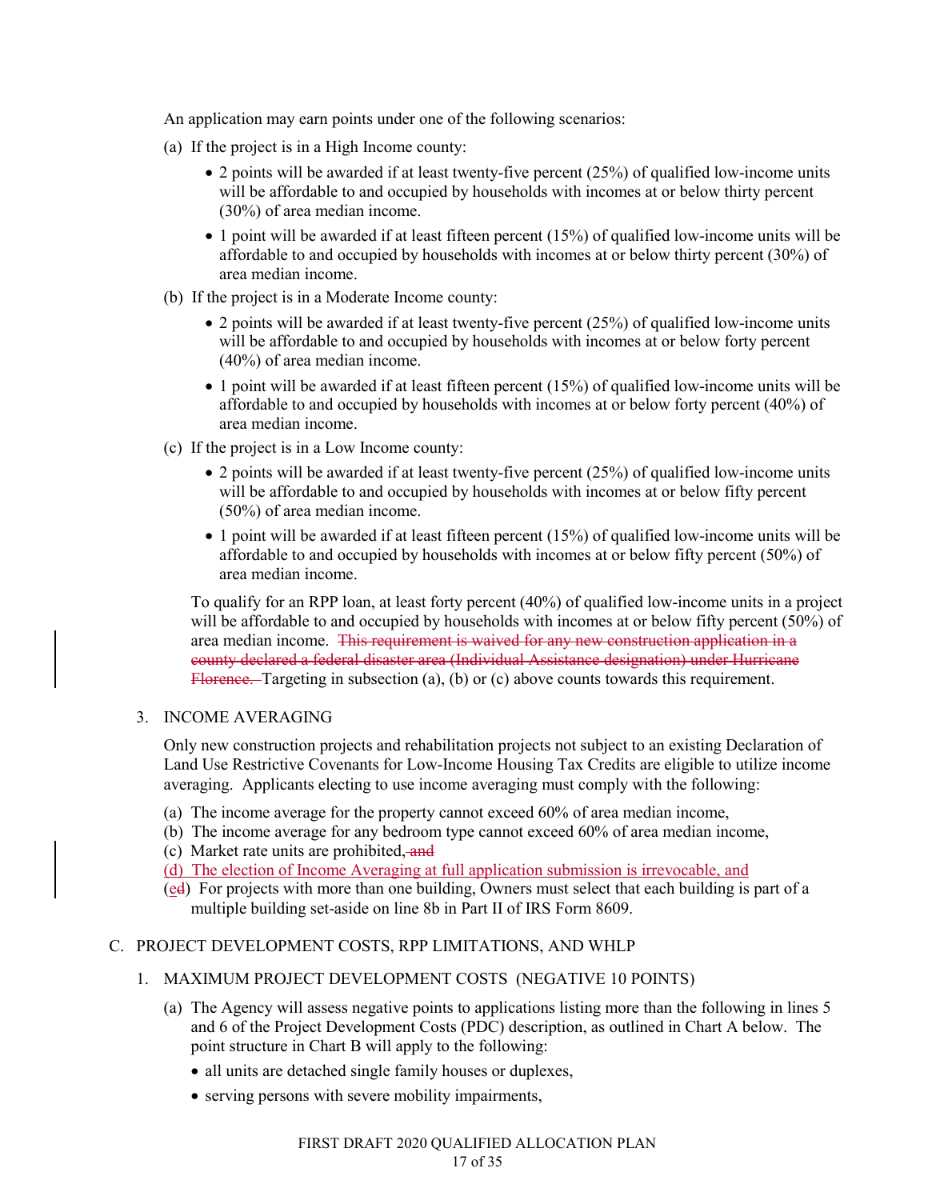An application may earn points under one of the following scenarios:

(a) If the project is in a High Income county:

- 2 points will be awarded if at least twenty-five percent (25%) of qualified low-income units will be affordable to and occupied by households with incomes at or below thirty percent (30%) of area median income.
- 1 point will be awarded if at least fifteen percent (15%) of qualified low-income units will be affordable to and occupied by households with incomes at or below thirty percent (30%) of area median income.

(b) If the project is in a Moderate Income county:

- 2 points will be awarded if at least twenty-five percent (25%) of qualified low-income units will be affordable to and occupied by households with incomes at or below forty percent (40%) of area median income.
- 1 point will be awarded if at least fifteen percent (15%) of qualified low-income units will be affordable to and occupied by households with incomes at or below forty percent (40%) of area median income.

(c) If the project is in a Low Income county:

- 2 points will be awarded if at least twenty-five percent (25%) of qualified low-income units will be affordable to and occupied by households with incomes at or below fifty percent (50%) of area median income.
- 1 point will be awarded if at least fifteen percent (15%) of qualified low-income units will be affordable to and occupied by households with incomes at or below fifty percent (50%) of area median income.

To qualify for an RPP loan, at least forty percent (40%) of qualified low-income units in a project will be affordable to and occupied by households with incomes at or below fifty percent (50%) of area median income. ~~This requirement is waived for any new construction application in a county declared a federal disaster area (Individual Assistance designation) under Hurricane Florence.~~ Targeting in subsection (a), (b) or (c) above counts towards this requirement.

3. INCOME AVERAGING

Only new construction projects and rehabilitation projects not subject to an existing Declaration of Land Use Restrictive Covenants for Low-Income Housing Tax Credits are eligible to utilize income averaging. Applicants electing to use income averaging must comply with the following:

(a) The income average for the property cannot exceed 60% of area median income,
(b) The income average for any bedroom type cannot exceed 60% of area median income,
(c) Market rate units are prohibited, ~~and~~
<u>(d) The election of Income Averaging at full application submission is irrevocable, and</u>
(<u>e</u>~~d~~) For projects with more than one building, Owners must select that each building is part of a multiple building set-aside on line 8b in Part II of IRS Form 8609.

C. PROJECT DEVELOPMENT COSTS, RPP LIMITATIONS, AND WHLP

1. MAXIMUM PROJECT DEVELOPMENT COSTS (NEGATIVE 10 POINTS)

(a) The Agency will assess negative points to applications listing more than the following in lines 5 and 6 of the Project Development Costs (PDC) description, as outlined in Chart A below. The point structure in Chart B will apply to the following:

- all units are detached single family houses or duplexes,
- serving persons with severe mobility impairments,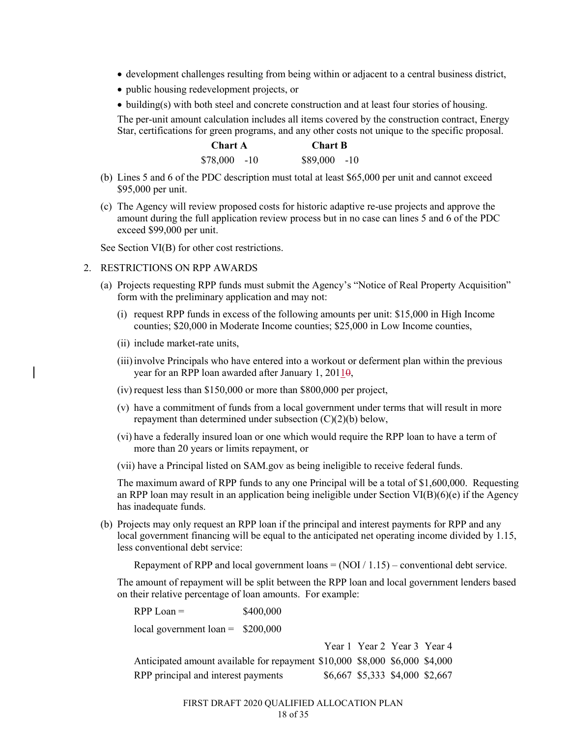- development challenges resulting from being within or adjacent to a central business district,
- public housing redevelopment projects, or
- building(s) with both steel and concrete construction and at least four stories of housing.

The per-unit amount calculation includes all items covered by the construction contract, Energy Star, certifications for green programs, and any other costs not unique to the specific proposal.

| Chart A | Chart B |
|---|---|
| $78,000 -10 | $89,000 -10 |

(b) Lines 5 and 6 of the PDC description must total at least $65,000 per unit and cannot exceed $95,000 per unit.

(c) The Agency will review proposed costs for historic adaptive re-use projects and approve the amount during the full application review process but in no case can lines 5 and 6 of the PDC exceed $99,000 per unit.

See Section VI(B) for other cost restrictions.

2. RESTRICTIONS ON RPP AWARDS

(a) Projects requesting RPP funds must submit the Agency's "Notice of Real Property Acquisition" form with the preliminary application and may not:

(i) request RPP funds in excess of the following amounts per unit: $15,000 in High Income counties; $20,000 in Moderate Income counties; $25,000 in Low Income counties,

(ii) include market-rate units,

(iii) involve Principals who have entered into a workout or deferment plan within the previous year for an RPP loan awarded after January 1, 20110,

(iv) request less than $150,000 or more than $800,000 per project,

(v) have a commitment of funds from a local government under terms that will result in more repayment than determined under subsection (C)(2)(b) below,

(vi) have a federally insured loan or one which would require the RPP loan to have a term of more than 20 years or limits repayment, or

(vii) have a Principal listed on SAM.gov as being ineligible to receive federal funds.

The maximum award of RPP funds to any one Principal will be a total of $1,600,000. Requesting an RPP loan may result in an application being ineligible under Section VI(B)(6)(e) if the Agency has inadequate funds.

(b) Projects may only request an RPP loan if the principal and interest payments for RPP and any local government financing will be equal to the anticipated net operating income divided by 1.15, less conventional debt service:

Repayment of RPP and local government loans = (NOI / 1.15) – conventional debt service.

The amount of repayment will be split between the RPP loan and local government lenders based on their relative percentage of loan amounts. For example:

RPP Loan = $400,000

local government loan = $200,000

| | Year 1 | Year 2 | Year 3 | Year 4 |
|---|---|---|---|---|
| Anticipated amount available for repayment | $10,000 | $8,000 | $6,000 | $4,000 |
| RPP principal and interest payments | $6,667 | $5,333 | $4,000 | $2,667 |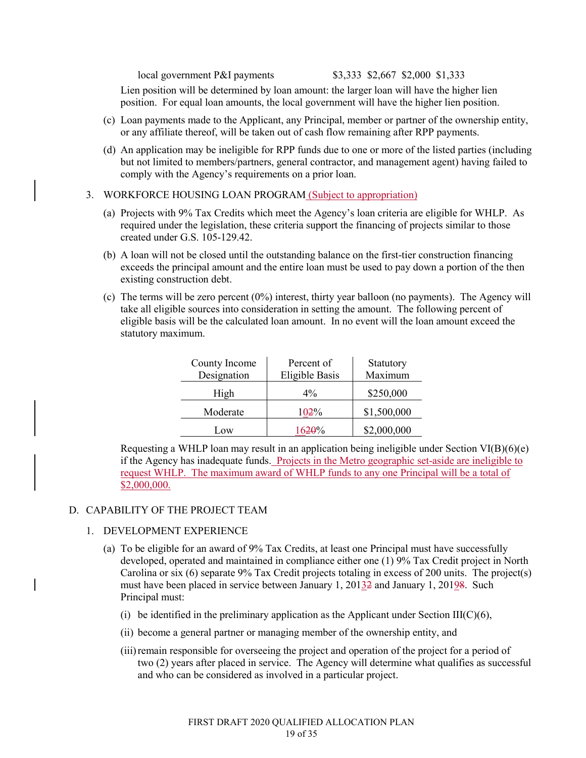local government P&I payments $3,333 $2,667 $2,000 $1,333

Lien position will be determined by loan amount: the larger loan will have the higher lien position. For equal loan amounts, the local government will have the higher lien position.

(c) Loan payments made to the Applicant, any Principal, member or partner of the ownership entity, or any affiliate thereof, will be taken out of cash flow remaining after RPP payments.

(d) An application may be ineligible for RPP funds due to one or more of the listed parties (including but not limited to members/partners, general contractor, and management agent) having failed to comply with the Agency's requirements on a prior loan.

3. WORKFORCE HOUSING LOAN PROGRAM (Subject to appropriation)

(a) Projects with 9% Tax Credits which meet the Agency's loan criteria are eligible for WHLP. As required under the legislation, these criteria support the financing of projects similar to those created under G.S. 105-129.42.

(b) A loan will not be closed until the outstanding balance on the first-tier construction financing exceeds the principal amount and the entire loan must be used to pay down a portion of the then existing construction debt.

(c) The terms will be zero percent (0%) interest, thirty year balloon (no payments). The Agency will take all eligible sources into consideration in setting the amount. The following percent of eligible basis will be the calculated loan amount. In no event will the loan amount exceed the statutory maximum.

| County Income Designation | Percent of Eligible Basis | Statutory Maximum |
|---|---|---|
| High | 4% | $250,000 |
| Moderate | 1~~2~~0% | $1,500,000 |
| Low | 16~~20~~% | $2,000,000 |

Requesting a WHLP loan may result in an application being ineligible under Section VI(B)(6)(e) if the Agency has inadequate funds. Projects in the Metro geographic set-aside are ineligible to request WHLP. The maximum award of WHLP funds to any one Principal will be a total of $2,000,000.

D. CAPABILITY OF THE PROJECT TEAM

1. DEVELOPMENT EXPERIENCE

(a) To be eligible for an award of 9% Tax Credits, at least one Principal must have successfully developed, operated and maintained in compliance either one (1) 9% Tax Credit project in North Carolina or six (6) separate 9% Tax Credit projects totaling in excess of 200 units. The project(s) must have been placed in service between January 1, 201~~2~~3 and January 1, 201~~8~~9. Such Principal must:

(i) be identified in the preliminary application as the Applicant under Section III(C)(6),

(ii) become a general partner or managing member of the ownership entity, and

(iii) remain responsible for overseeing the project and operation of the project for a period of two (2) years after placed in service. The Agency will determine what qualifies as successful and who can be considered as involved in a particular project.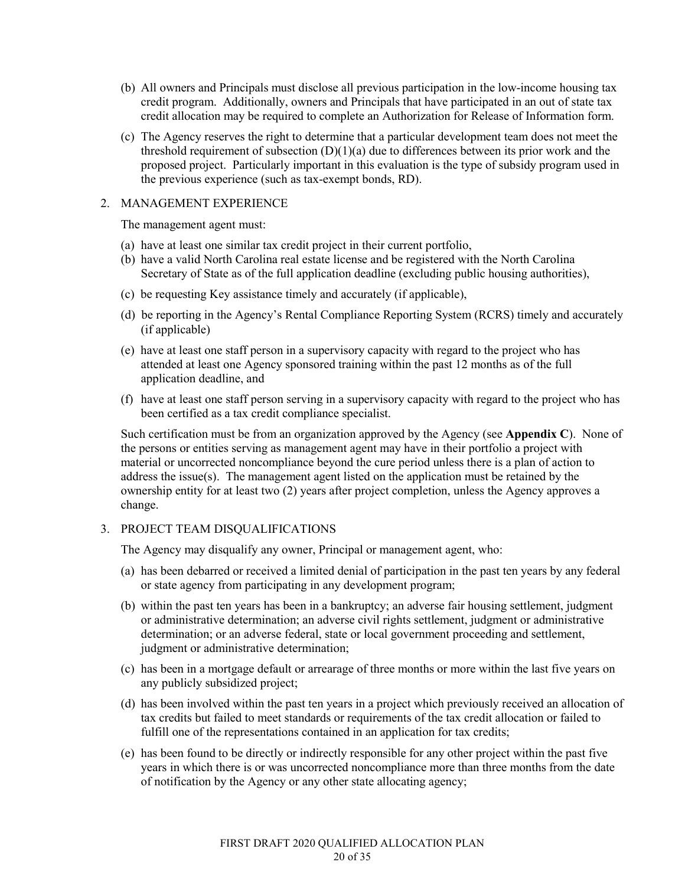(b) All owners and Principals must disclose all previous participation in the low-income housing tax credit program. Additionally, owners and Principals that have participated in an out of state tax credit allocation may be required to complete an Authorization for Release of Information form.

(c) The Agency reserves the right to determine that a particular development team does not meet the threshold requirement of subsection (D)(1)(a) due to differences between its prior work and the proposed project. Particularly important in this evaluation is the type of subsidy program used in the previous experience (such as tax-exempt bonds, RD).

2. MANAGEMENT EXPERIENCE

The management agent must:

(a) have at least one similar tax credit project in their current portfolio,

(b) have a valid North Carolina real estate license and be registered with the North Carolina Secretary of State as of the full application deadline (excluding public housing authorities),

(c) be requesting Key assistance timely and accurately (if applicable),

(d) be reporting in the Agency's Rental Compliance Reporting System (RCRS) timely and accurately (if applicable)

(e) have at least one staff person in a supervisory capacity with regard to the project who has attended at least one Agency sponsored training within the past 12 months as of the full application deadline, and

(f) have at least one staff person serving in a supervisory capacity with regard to the project who has been certified as a tax credit compliance specialist.

Such certification must be from an organization approved by the Agency (see **Appendix C**). None of the persons or entities serving as management agent may have in their portfolio a project with material or uncorrected noncompliance beyond the cure period unless there is a plan of action to address the issue(s). The management agent listed on the application must be retained by the ownership entity for at least two (2) years after project completion, unless the Agency approves a change.

3. PROJECT TEAM DISQUALIFICATIONS

The Agency may disqualify any owner, Principal or management agent, who:

(a) has been debarred or received a limited denial of participation in the past ten years by any federal or state agency from participating in any development program;

(b) within the past ten years has been in a bankruptcy; an adverse fair housing settlement, judgment or administrative determination; an adverse civil rights settlement, judgment or administrative determination; or an adverse federal, state or local government proceeding and settlement, judgment or administrative determination;

(c) has been in a mortgage default or arrearage of three months or more within the last five years on any publicly subsidized project;

(d) has been involved within the past ten years in a project which previously received an allocation of tax credits but failed to meet standards or requirements of the tax credit allocation or failed to fulfill one of the representations contained in an application for tax credits;

(e) has been found to be directly or indirectly responsible for any other project within the past five years in which there is or was uncorrected noncompliance more than three months from the date of notification by the Agency or any other state allocating agency;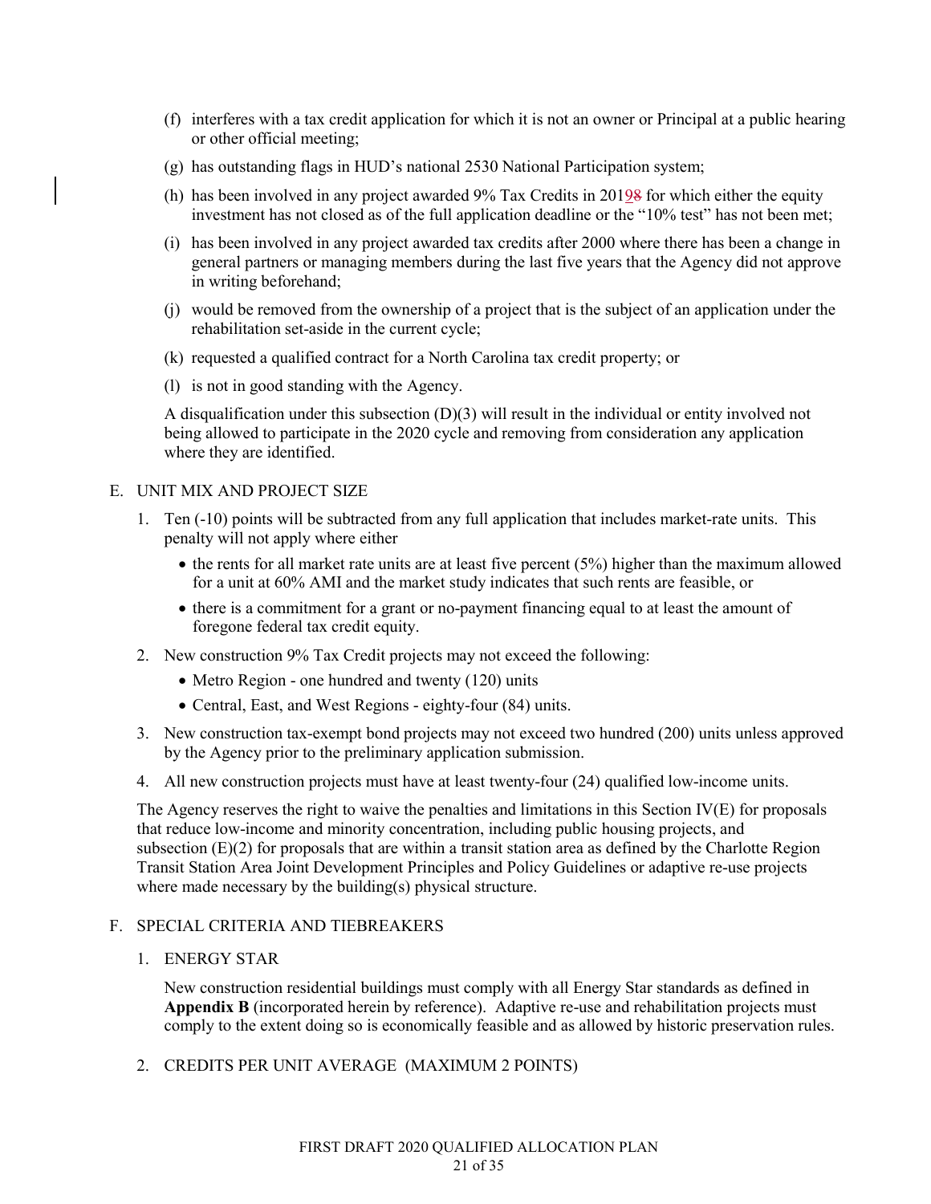(f) interferes with a tax credit application for which it is not an owner or Principal at a public hearing or other official meeting;

(g) has outstanding flags in HUD's national 2530 National Participation system;

(h) has been involved in any project awarded 9% Tax Credits in 20198 for which either the equity investment has not closed as of the full application deadline or the "10% test" has not been met;

(i) has been involved in any project awarded tax credits after 2000 where there has been a change in general partners or managing members during the last five years that the Agency did not approve in writing beforehand;

(j) would be removed from the ownership of a project that is the subject of an application under the rehabilitation set-aside in the current cycle;

(k) requested a qualified contract for a North Carolina tax credit property; or

(l) is not in good standing with the Agency.

A disqualification under this subsection (D)(3) will result in the individual or entity involved not being allowed to participate in the 2020 cycle and removing from consideration any application where they are identified.

## E. UNIT MIX AND PROJECT SIZE

1. Ten (-10) points will be subtracted from any full application that includes market-rate units. This penalty will not apply where either
   - the rents for all market rate units are at least five percent (5%) higher than the maximum allowed for a unit at 60% AMI and the market study indicates that such rents are feasible, or
   - there is a commitment for a grant or no-payment financing equal to at least the amount of foregone federal tax credit equity.
2. New construction 9% Tax Credit projects may not exceed the following:
   - Metro Region - one hundred and twenty (120) units
   - Central, East, and West Regions - eighty-four (84) units.
3. New construction tax-exempt bond projects may not exceed two hundred (200) units unless approved by the Agency prior to the preliminary application submission.
4. All new construction projects must have at least twenty-four (24) qualified low-income units.

The Agency reserves the right to waive the penalties and limitations in this Section IV(E) for proposals that reduce low-income and minority concentration, including public housing projects, and subsection (E)(2) for proposals that are within a transit station area as defined by the Charlotte Region Transit Station Area Joint Development Principles and Policy Guidelines or adaptive re-use projects where made necessary by the building(s) physical structure.

## F. SPECIAL CRITERIA AND TIEBREAKERS

1. ENERGY STAR

   New construction residential buildings must comply with all Energy Star standards as defined in **Appendix B** (incorporated herein by reference). Adaptive re-use and rehabilitation projects must comply to the extent doing so is economically feasible and as allowed by historic preservation rules.

2. CREDITS PER UNIT AVERAGE (MAXIMUM 2 POINTS)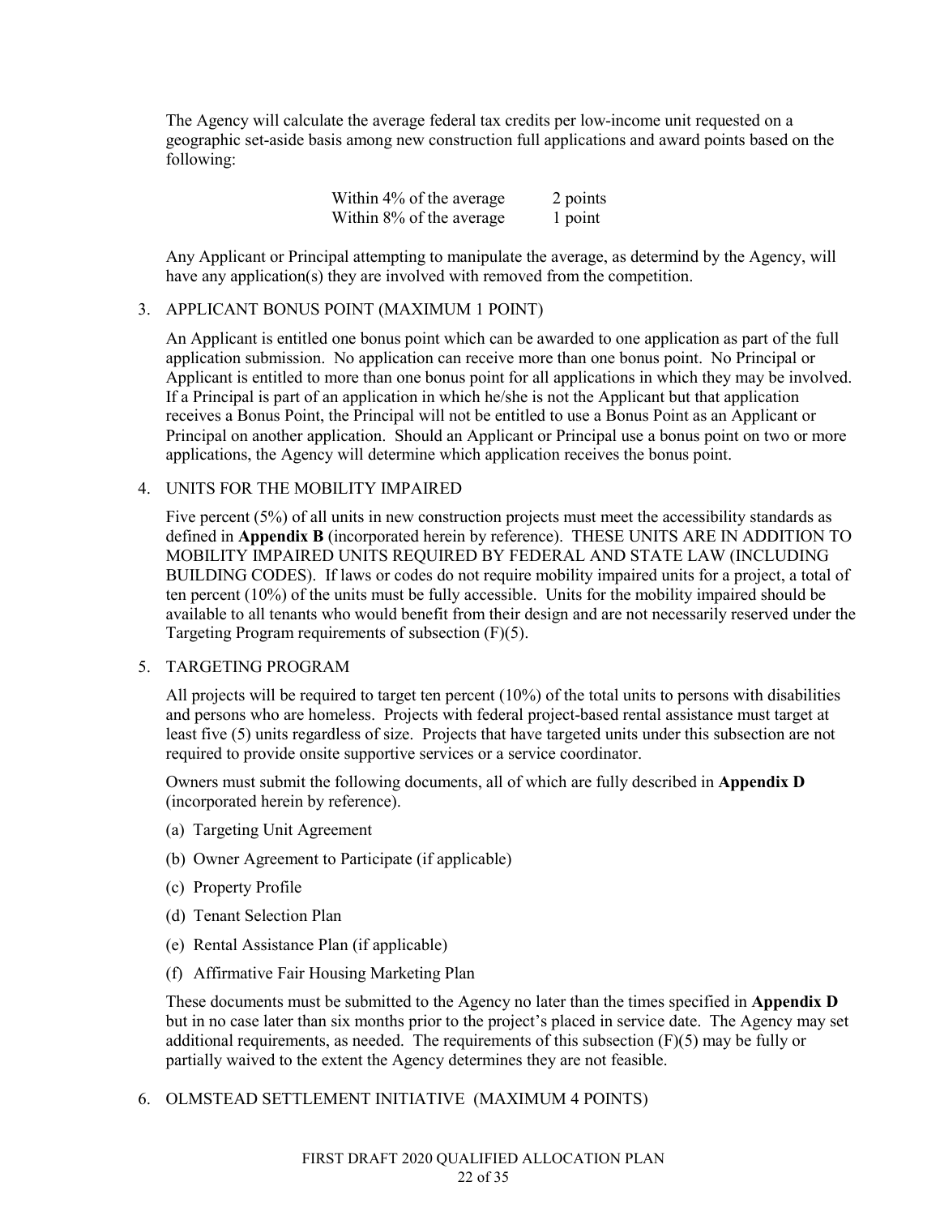The Agency will calculate the average federal tax credits per low-income unit requested on a geographic set-aside basis among new construction full applications and award points based on the following:

| | |
|---|---|
| Within 4% of the average | 2 points |
| Within 8% of the average | 1 point |

Any Applicant or Principal attempting to manipulate the average, as determind by the Agency, will have any application(s) they are involved with removed from the competition.

3. APPLICANT BONUS POINT (MAXIMUM 1 POINT)

   An Applicant is entitled one bonus point which can be awarded to one application as part of the full application submission. No application can receive more than one bonus point. No Principal or Applicant is entitled to more than one bonus point for all applications in which they may be involved. If a Principal is part of an application in which he/she is not the Applicant but that application receives a Bonus Point, the Principal will not be entitled to use a Bonus Point as an Applicant or Principal on another application. Should an Applicant or Principal use a bonus point on two or more applications, the Agency will determine which application receives the bonus point.

4. UNITS FOR THE MOBILITY IMPAIRED

   Five percent (5%) of all units in new construction projects must meet the accessibility standards as defined in **Appendix B** (incorporated herein by reference). THESE UNITS ARE IN ADDITION TO MOBILITY IMPAIRED UNITS REQUIRED BY FEDERAL AND STATE LAW (INCLUDING BUILDING CODES). If laws or codes do not require mobility impaired units for a project, a total of ten percent (10%) of the units must be fully accessible. Units for the mobility impaired should be available to all tenants who would benefit from their design and are not necessarily reserved under the Targeting Program requirements of subsection (F)(5).

5. TARGETING PROGRAM

   All projects will be required to target ten percent (10%) of the total units to persons with disabilities and persons who are homeless. Projects with federal project-based rental assistance must target at least five (5) units regardless of size. Projects that have targeted units under this subsection are not required to provide onsite supportive services or a service coordinator.

   Owners must submit the following documents, all of which are fully described in **Appendix D** (incorporated herein by reference).

   (a) Targeting Unit Agreement

   (b) Owner Agreement to Participate (if applicable)

   (c) Property Profile

   (d) Tenant Selection Plan

   (e) Rental Assistance Plan (if applicable)

   (f) Affirmative Fair Housing Marketing Plan

   These documents must be submitted to the Agency no later than the times specified in **Appendix D** but in no case later than six months prior to the project's placed in service date. The Agency may set additional requirements, as needed. The requirements of this subsection (F)(5) may be fully or partially waived to the extent the Agency determines they are not feasible.

6. OLMSTEAD SETTLEMENT INITIATIVE (MAXIMUM 4 POINTS)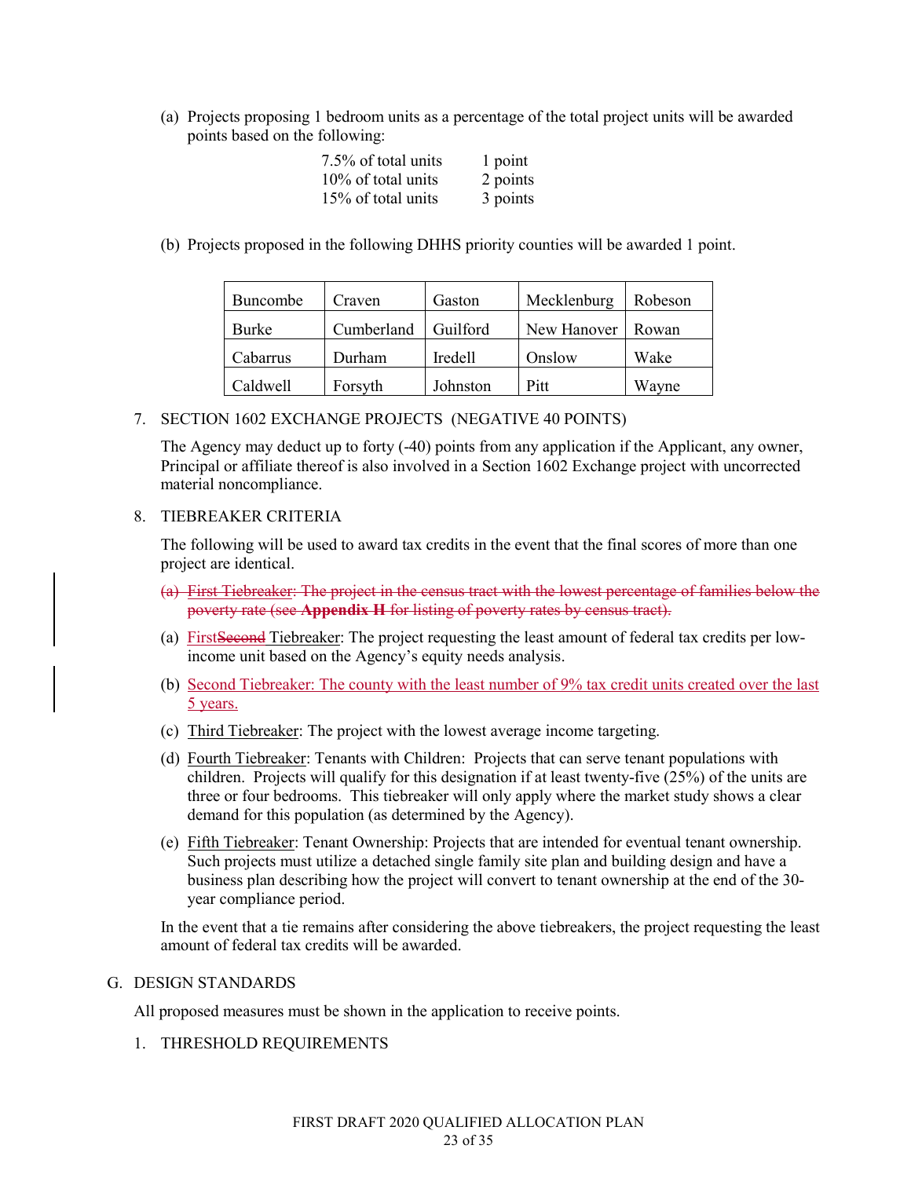(a) Projects proposing 1 bedroom units as a percentage of the total project units will be awarded points based on the following:

| | |
|---|---|
| 7.5% of total units | 1 point |
| 10% of total units | 2 points |
| 15% of total units | 3 points |

(b) Projects proposed in the following DHHS priority counties will be awarded 1 point.

| | | | | |
|---|---|---|---|---|
| Buncombe | Craven | Gaston | Mecklenburg | Robeson |
| Burke | Cumberland | Guilford | New Hanover | Rowan |
| Cabarrus | Durham | Iredell | Onslow | Wake |
| Caldwell | Forsyth | Johnston | Pitt | Wayne |

7. SECTION 1602 EXCHANGE PROJECTS (NEGATIVE 40 POINTS)

The Agency may deduct up to forty (-40) points from any application if the Applicant, any owner, Principal or affiliate thereof is also involved in a Section 1602 Exchange project with uncorrected material noncompliance.

8. TIEBREAKER CRITERIA

The following will be used to award tax credits in the event that the final scores of more than one project are identical.

~~(a) First Tiebreaker: The project in the census tract with the lowest percentage of families below the poverty rate (see **Appendix H** for listing of poverty rates by census tract).~~

(a) First~~Second~~ Tiebreaker: The project requesting the least amount of federal tax credits per low-income unit based on the Agency's equity needs analysis.

(b) Second Tiebreaker: The county with the least number of 9% tax credit units created over the last 5 years.

(c) Third Tiebreaker: The project with the lowest average income targeting.

(d) Fourth Tiebreaker: Tenants with Children: Projects that can serve tenant populations with children. Projects will qualify for this designation if at least twenty-five (25%) of the units are three or four bedrooms. This tiebreaker will only apply where the market study shows a clear demand for this population (as determined by the Agency).

(e) Fifth Tiebreaker: Tenant Ownership: Projects that are intended for eventual tenant ownership. Such projects must utilize a detached single family site plan and building design and have a business plan describing how the project will convert to tenant ownership at the end of the 30-year compliance period.

In the event that a tie remains after considering the above tiebreakers, the project requesting the least amount of federal tax credits will be awarded.

G. DESIGN STANDARDS

All proposed measures must be shown in the application to receive points.

1. THRESHOLD REQUIREMENTS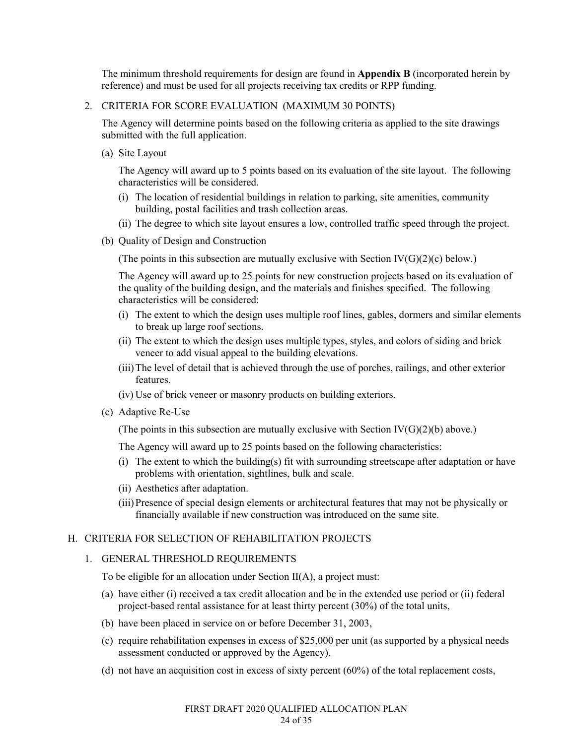The minimum threshold requirements for design are found in **Appendix B** (incorporated herein by reference) and must be used for all projects receiving tax credits or RPP funding.

2. CRITERIA FOR SCORE EVALUATION (MAXIMUM 30 POINTS)

   The Agency will determine points based on the following criteria as applied to the site drawings submitted with the full application.

   (a) Site Layout

   The Agency will award up to 5 points based on its evaluation of the site layout. The following characteristics will be considered.

   (i) The location of residential buildings in relation to parking, site amenities, community building, postal facilities and trash collection areas.

   (ii) The degree to which site layout ensures a low, controlled traffic speed through the project.

   (b) Quality of Design and Construction

   (The points in this subsection are mutually exclusive with Section IV(G)(2)(c) below.)

   The Agency will award up to 25 points for new construction projects based on its evaluation of the quality of the building design, and the materials and finishes specified. The following characteristics will be considered:

   (i) The extent to which the design uses multiple roof lines, gables, dormers and similar elements to break up large roof sections.

   (ii) The extent to which the design uses multiple types, styles, and colors of siding and brick veneer to add visual appeal to the building elevations.

   (iii) The level of detail that is achieved through the use of porches, railings, and other exterior features.

   (iv) Use of brick veneer or masonry products on building exteriors.

   (c) Adaptive Re-Use

   (The points in this subsection are mutually exclusive with Section IV(G)(2)(b) above.)

   The Agency will award up to 25 points based on the following characteristics:

   (i) The extent to which the building(s) fit with surrounding streetscape after adaptation or have problems with orientation, sightlines, bulk and scale.

   (ii) Aesthetics after adaptation.

   (iii) Presence of special design elements or architectural features that may not be physically or financially available if new construction was introduced on the same site.

## H. CRITERIA FOR SELECTION OF REHABILITATION PROJECTS

1. GENERAL THRESHOLD REQUIREMENTS

   To be eligible for an allocation under Section II(A), a project must:

   (a) have either (i) received a tax credit allocation and be in the extended use period or (ii) federal project-based rental assistance for at least thirty percent (30%) of the total units,

   (b) have been placed in service on or before December 31, 2003,

   (c) require rehabilitation expenses in excess of $25,000 per unit (as supported by a physical needs assessment conducted or approved by the Agency),

   (d) not have an acquisition cost in excess of sixty percent (60%) of the total replacement costs,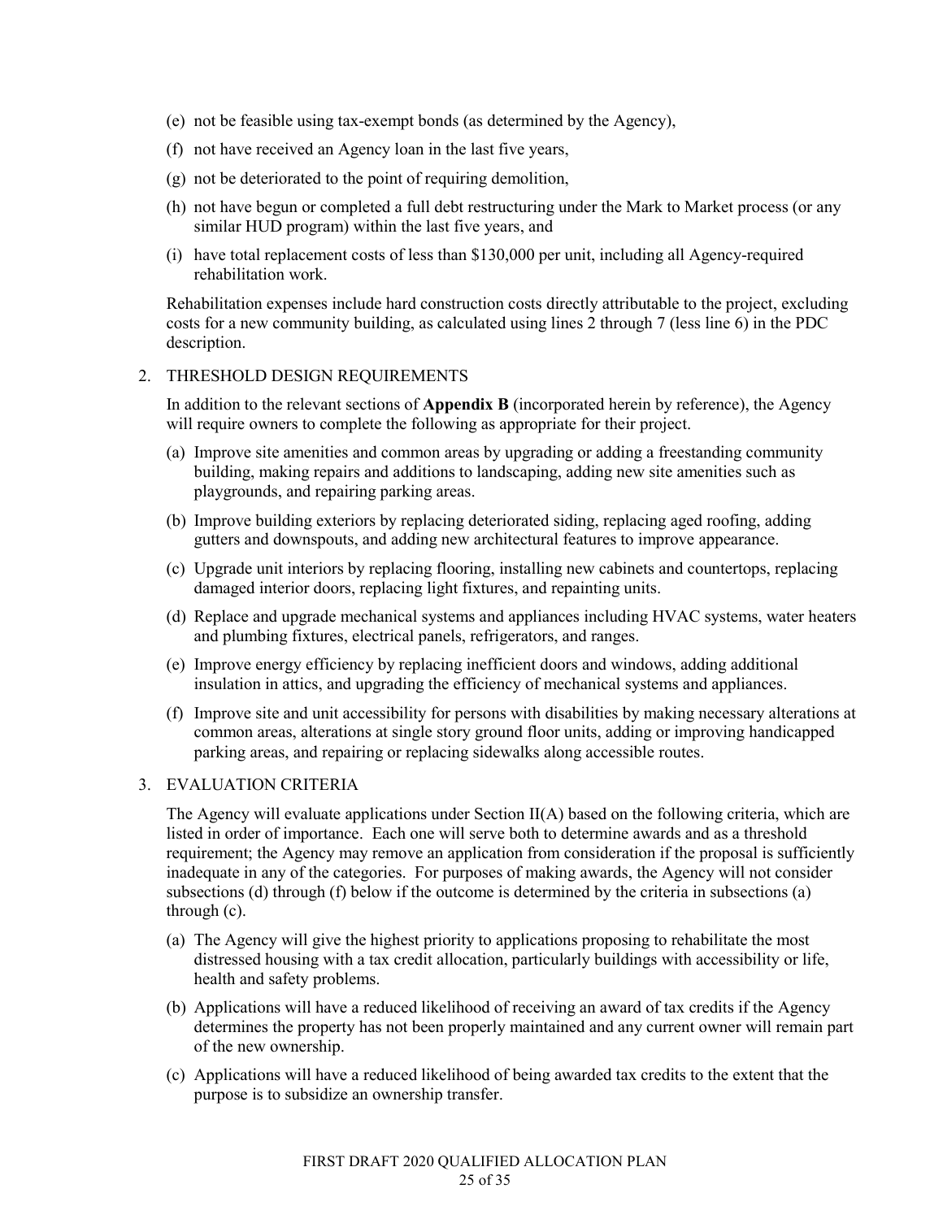(e) not be feasible using tax-exempt bonds (as determined by the Agency),

(f) not have received an Agency loan in the last five years,

(g) not be deteriorated to the point of requiring demolition,

(h) not have begun or completed a full debt restructuring under the Mark to Market process (or any similar HUD program) within the last five years, and

(i) have total replacement costs of less than $130,000 per unit, including all Agency-required rehabilitation work.

Rehabilitation expenses include hard construction costs directly attributable to the project, excluding costs for a new community building, as calculated using lines 2 through 7 (less line 6) in the PDC description.

2. THRESHOLD DESIGN REQUIREMENTS

In addition to the relevant sections of **Appendix B** (incorporated herein by reference), the Agency will require owners to complete the following as appropriate for their project.

(a) Improve site amenities and common areas by upgrading or adding a freestanding community building, making repairs and additions to landscaping, adding new site amenities such as playgrounds, and repairing parking areas.

(b) Improve building exteriors by replacing deteriorated siding, replacing aged roofing, adding gutters and downspouts, and adding new architectural features to improve appearance.

(c) Upgrade unit interiors by replacing flooring, installing new cabinets and countertops, replacing damaged interior doors, replacing light fixtures, and repainting units.

(d) Replace and upgrade mechanical systems and appliances including HVAC systems, water heaters and plumbing fixtures, electrical panels, refrigerators, and ranges.

(e) Improve energy efficiency by replacing inefficient doors and windows, adding additional insulation in attics, and upgrading the efficiency of mechanical systems and appliances.

(f) Improve site and unit accessibility for persons with disabilities by making necessary alterations at common areas, alterations at single story ground floor units, adding or improving handicapped parking areas, and repairing or replacing sidewalks along accessible routes.

3. EVALUATION CRITERIA

The Agency will evaluate applications under Section II(A) based on the following criteria, which are listed in order of importance. Each one will serve both to determine awards and as a threshold requirement; the Agency may remove an application from consideration if the proposal is sufficiently inadequate in any of the categories. For purposes of making awards, the Agency will not consider subsections (d) through (f) below if the outcome is determined by the criteria in subsections (a) through (c).

(a) The Agency will give the highest priority to applications proposing to rehabilitate the most distressed housing with a tax credit allocation, particularly buildings with accessibility or life, health and safety problems.

(b) Applications will have a reduced likelihood of receiving an award of tax credits if the Agency determines the property has not been properly maintained and any current owner will remain part of the new ownership.

(c) Applications will have a reduced likelihood of being awarded tax credits to the extent that the purpose is to subsidize an ownership transfer.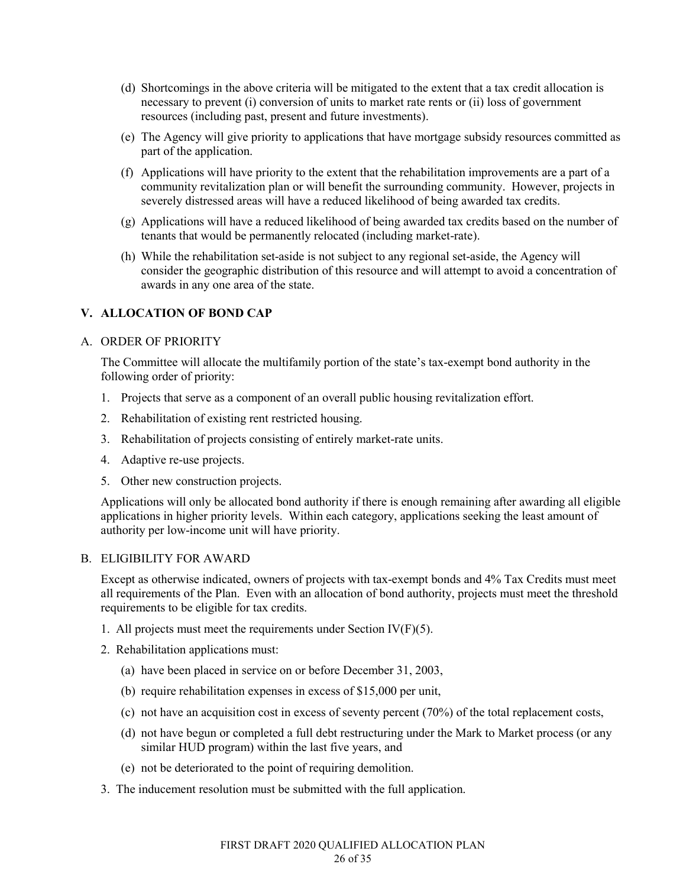(d) Shortcomings in the above criteria will be mitigated to the extent that a tax credit allocation is necessary to prevent (i) conversion of units to market rate rents or (ii) loss of government resources (including past, present and future investments).

(e) The Agency will give priority to applications that have mortgage subsidy resources committed as part of the application.

(f) Applications will have priority to the extent that the rehabilitation improvements are a part of a community revitalization plan or will benefit the surrounding community. However, projects in severely distressed areas will have a reduced likelihood of being awarded tax credits.

(g) Applications will have a reduced likelihood of being awarded tax credits based on the number of tenants that would be permanently relocated (including market-rate).

(h) While the rehabilitation set-aside is not subject to any regional set-aside, the Agency will consider the geographic distribution of this resource and will attempt to avoid a concentration of awards in any one area of the state.

## V. ALLOCATION OF BOND CAP

### A. ORDER OF PRIORITY

The Committee will allocate the multifamily portion of the state's tax-exempt bond authority in the following order of priority:

1. Projects that serve as a component of an overall public housing revitalization effort.
2. Rehabilitation of existing rent restricted housing.
3. Rehabilitation of projects consisting of entirely market-rate units.
4. Adaptive re-use projects.
5. Other new construction projects.

Applications will only be allocated bond authority if there is enough remaining after awarding all eligible applications in higher priority levels. Within each category, applications seeking the least amount of authority per low-income unit will have priority.

### B. ELIGIBILITY FOR AWARD

Except as otherwise indicated, owners of projects with tax-exempt bonds and 4% Tax Credits must meet all requirements of the Plan. Even with an allocation of bond authority, projects must meet the threshold requirements to be eligible for tax credits.

1. All projects must meet the requirements under Section IV(F)(5).
2. Rehabilitation applications must:
   (a) have been placed in service on or before December 31, 2003,
   (b) require rehabilitation expenses in excess of $15,000 per unit,
   (c) not have an acquisition cost in excess of seventy percent (70%) of the total replacement costs,
   (d) not have begun or completed a full debt restructuring under the Mark to Market process (or any similar HUD program) within the last five years, and
   (e) not be deteriorated to the point of requiring demolition.
3. The inducement resolution must be submitted with the full application.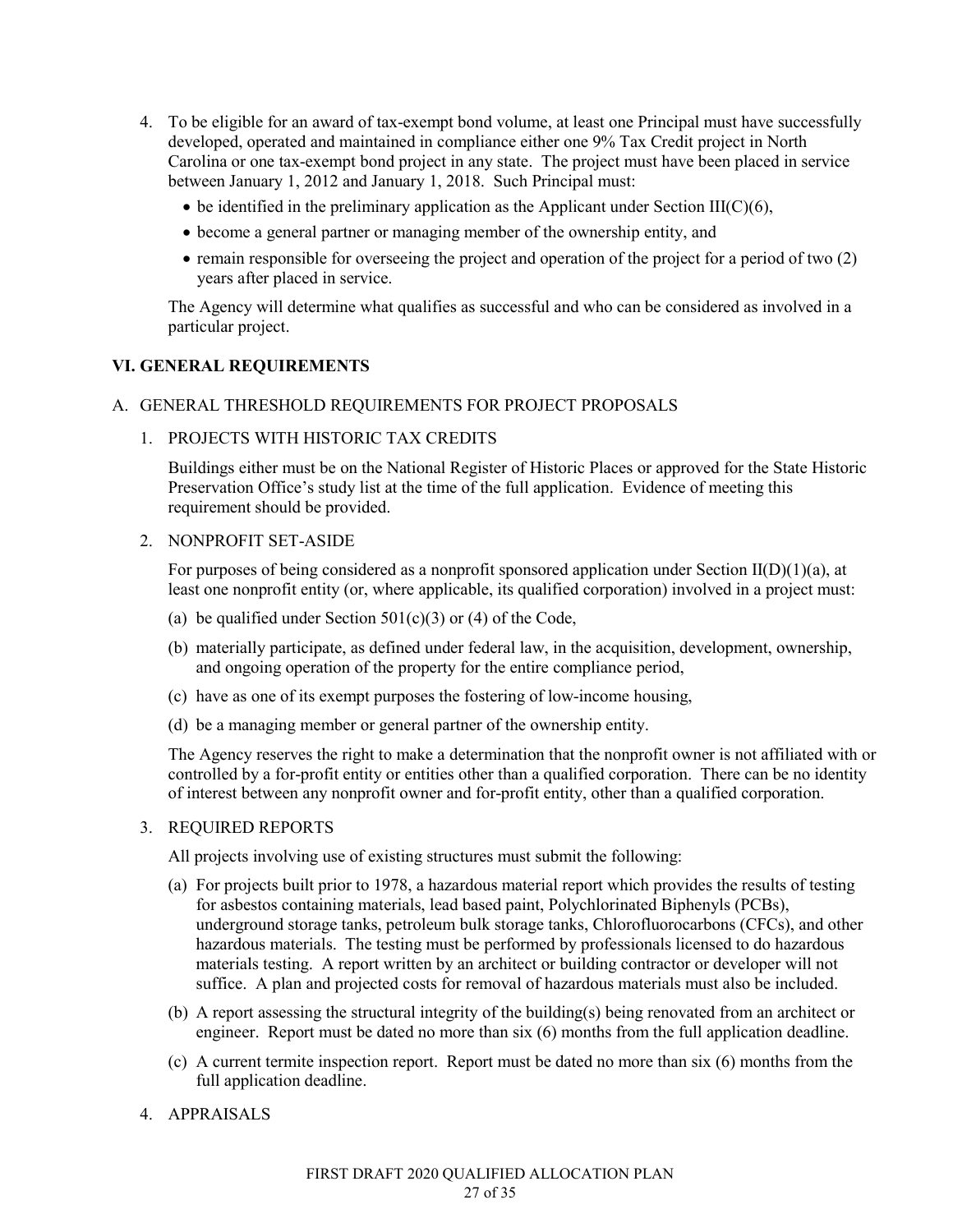4. To be eligible for an award of tax-exempt bond volume, at least one Principal must have successfully developed, operated and maintained in compliance either one 9% Tax Credit project in North Carolina or one tax-exempt bond project in any state. The project must have been placed in service between January 1, 2012 and January 1, 2018. Such Principal must:
   - be identified in the preliminary application as the Applicant under Section III(C)(6),
   - become a general partner or managing member of the ownership entity, and
   - remain responsible for overseeing the project and operation of the project for a period of two (2) years after placed in service.

   The Agency will determine what qualifies as successful and who can be considered as involved in a particular project.

## VI. GENERAL REQUIREMENTS

### A. GENERAL THRESHOLD REQUIREMENTS FOR PROJECT PROPOSALS

1. PROJECTS WITH HISTORIC TAX CREDITS

   Buildings either must be on the National Register of Historic Places or approved for the State Historic Preservation Office's study list at the time of the full application. Evidence of meeting this requirement should be provided.

2. NONPROFIT SET-ASIDE

   For purposes of being considered as a nonprofit sponsored application under Section II(D)(1)(a), at least one nonprofit entity (or, where applicable, its qualified corporation) involved in a project must:

   (a) be qualified under Section 501(c)(3) or (4) of the Code,

   (b) materially participate, as defined under federal law, in the acquisition, development, ownership, and ongoing operation of the property for the entire compliance period,

   (c) have as one of its exempt purposes the fostering of low-income housing,

   (d) be a managing member or general partner of the ownership entity.

   The Agency reserves the right to make a determination that the nonprofit owner is not affiliated with or controlled by a for-profit entity or entities other than a qualified corporation. There can be no identity of interest between any nonprofit owner and for-profit entity, other than a qualified corporation.

3. REQUIRED REPORTS

   All projects involving use of existing structures must submit the following:

   (a) For projects built prior to 1978, a hazardous material report which provides the results of testing for asbestos containing materials, lead based paint, Polychlorinated Biphenyls (PCBs), underground storage tanks, petroleum bulk storage tanks, Chlorofluorocarbons (CFCs), and other hazardous materials. The testing must be performed by professionals licensed to do hazardous materials testing. A report written by an architect or building contractor or developer will not suffice. A plan and projected costs for removal of hazardous materials must also be included.

   (b) A report assessing the structural integrity of the building(s) being renovated from an architect or engineer. Report must be dated no more than six (6) months from the full application deadline.

   (c) A current termite inspection report. Report must be dated no more than six (6) months from the full application deadline.

4. APPRAISALS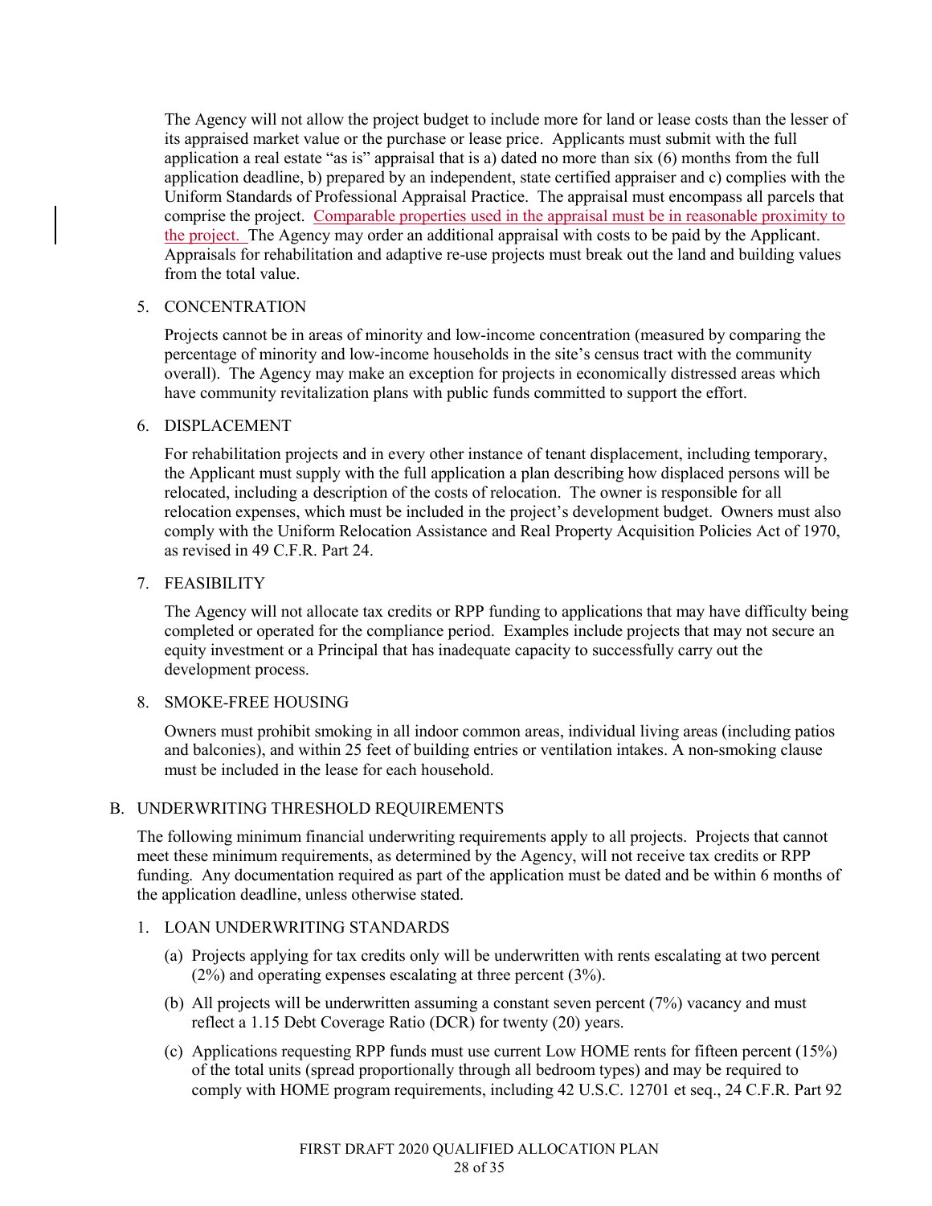The Agency will not allow the project budget to include more for land or lease costs than the lesser of its appraised market value or the purchase or lease price. Applicants must submit with the full application a real estate "as is" appraisal that is a) dated no more than six (6) months from the full application deadline, b) prepared by an independent, state certified appraiser and c) complies with the Uniform Standards of Professional Appraisal Practice. The appraisal must encompass all parcels that comprise the project. Comparable properties used in the appraisal must be in reasonable proximity to the project. The Agency may order an additional appraisal with costs to be paid by the Applicant. Appraisals for rehabilitation and adaptive re-use projects must break out the land and building values from the total value.

5. CONCENTRATION

   Projects cannot be in areas of minority and low-income concentration (measured by comparing the percentage of minority and low-income households in the site's census tract with the community overall). The Agency may make an exception for projects in economically distressed areas which have community revitalization plans with public funds committed to support the effort.

6. DISPLACEMENT

   For rehabilitation projects and in every other instance of tenant displacement, including temporary, the Applicant must supply with the full application a plan describing how displaced persons will be relocated, including a description of the costs of relocation. The owner is responsible for all relocation expenses, which must be included in the project's development budget. Owners must also comply with the Uniform Relocation Assistance and Real Property Acquisition Policies Act of 1970, as revised in 49 C.F.R. Part 24.

7. FEASIBILITY

   The Agency will not allocate tax credits or RPP funding to applications that may have difficulty being completed or operated for the compliance period. Examples include projects that may not secure an equity investment or a Principal that has inadequate capacity to successfully carry out the development process.

8. SMOKE-FREE HOUSING

   Owners must prohibit smoking in all indoor common areas, individual living areas (including patios and balconies), and within 25 feet of building entries or ventilation intakes. A non-smoking clause must be included in the lease for each household.

B. UNDERWRITING THRESHOLD REQUIREMENTS

The following minimum financial underwriting requirements apply to all projects. Projects that cannot meet these minimum requirements, as determined by the Agency, will not receive tax credits or RPP funding. Any documentation required as part of the application must be dated and be within 6 months of the application deadline, unless otherwise stated.

1. LOAN UNDERWRITING STANDARDS

   (a) Projects applying for tax credits only will be underwritten with rents escalating at two percent (2%) and operating expenses escalating at three percent (3%).

   (b) All projects will be underwritten assuming a constant seven percent (7%) vacancy and must reflect a 1.15 Debt Coverage Ratio (DCR) for twenty (20) years.

   (c) Applications requesting RPP funds must use current Low HOME rents for fifteen percent (15%) of the total units (spread proportionally through all bedroom types) and may be required to comply with HOME program requirements, including 42 U.S.C. 12701 et seq., 24 C.F.R. Part 92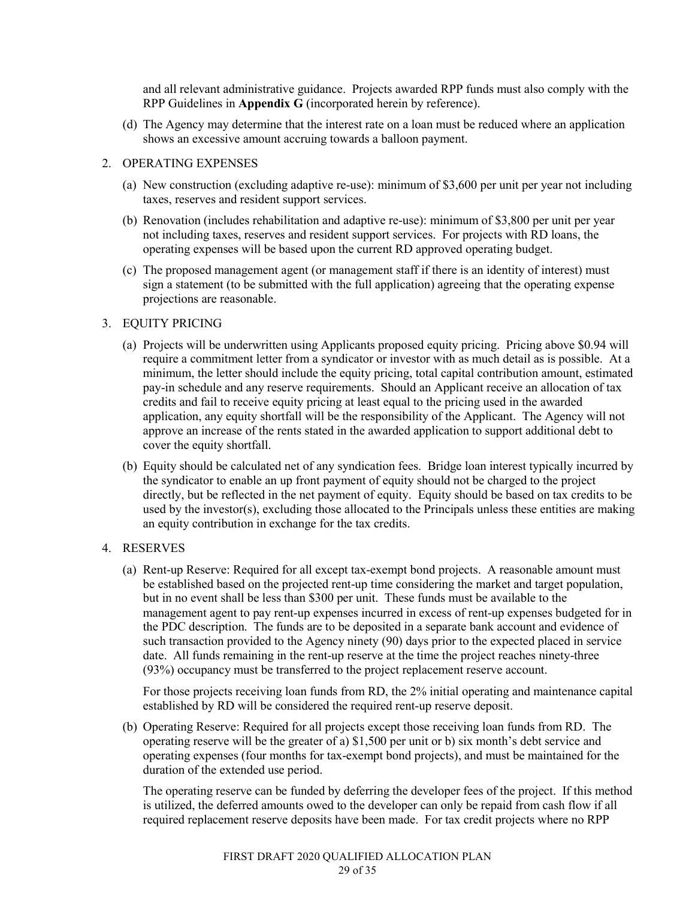and all relevant administrative guidance. Projects awarded RPP funds must also comply with the RPP Guidelines in **Appendix G** (incorporated herein by reference).

(d) The Agency may determine that the interest rate on a loan must be reduced where an application shows an excessive amount accruing towards a balloon payment.

2. OPERATING EXPENSES

   (a) New construction (excluding adaptive re-use): minimum of $3,600 per unit per year not including taxes, reserves and resident support services.

   (b) Renovation (includes rehabilitation and adaptive re-use): minimum of $3,800 per unit per year not including taxes, reserves and resident support services. For projects with RD loans, the operating expenses will be based upon the current RD approved operating budget.

   (c) The proposed management agent (or management staff if there is an identity of interest) must sign a statement (to be submitted with the full application) agreeing that the operating expense projections are reasonable.

3. EQUITY PRICING

   (a) Projects will be underwritten using Applicants proposed equity pricing. Pricing above $0.94 will require a commitment letter from a syndicator or investor with as much detail as is possible. At a minimum, the letter should include the equity pricing, total capital contribution amount, estimated pay-in schedule and any reserve requirements. Should an Applicant receive an allocation of tax credits and fail to receive equity pricing at least equal to the pricing used in the awarded application, any equity shortfall will be the responsibility of the Applicant. The Agency will not approve an increase of the rents stated in the awarded application to support additional debt to cover the equity shortfall.

   (b) Equity should be calculated net of any syndication fees. Bridge loan interest typically incurred by the syndicator to enable an up front payment of equity should not be charged to the project directly, but be reflected in the net payment of equity. Equity should be based on tax credits to be used by the investor(s), excluding those allocated to the Principals unless these entities are making an equity contribution in exchange for the tax credits.

4. RESERVES

   (a) Rent-up Reserve: Required for all except tax-exempt bond projects. A reasonable amount must be established based on the projected rent-up time considering the market and target population, but in no event shall be less than $300 per unit. These funds must be available to the management agent to pay rent-up expenses incurred in excess of rent-up expenses budgeted for in the PDC description. The funds are to be deposited in a separate bank account and evidence of such transaction provided to the Agency ninety (90) days prior to the expected placed in service date. All funds remaining in the rent-up reserve at the time the project reaches ninety-three (93%) occupancy must be transferred to the project replacement reserve account.

   For those projects receiving loan funds from RD, the 2% initial operating and maintenance capital established by RD will be considered the required rent-up reserve deposit.

   (b) Operating Reserve: Required for all projects except those receiving loan funds from RD. The operating reserve will be the greater of a) $1,500 per unit or b) six month's debt service and operating expenses (four months for tax-exempt bond projects), and must be maintained for the duration of the extended use period.

   The operating reserve can be funded by deferring the developer fees of the project. If this method is utilized, the deferred amounts owed to the developer can only be repaid from cash flow if all required replacement reserve deposits have been made. For tax credit projects where no RPP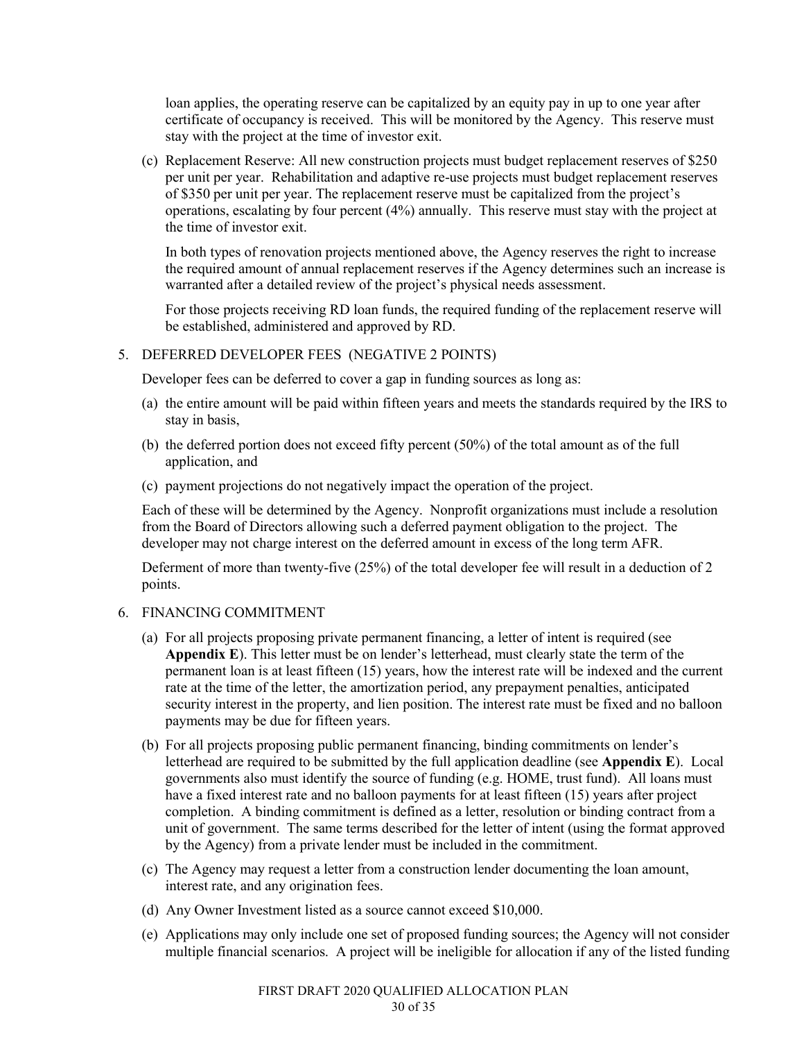loan applies, the operating reserve can be capitalized by an equity pay in up to one year after certificate of occupancy is received. This will be monitored by the Agency. This reserve must stay with the project at the time of investor exit.

(c) Replacement Reserve: All new construction projects must budget replacement reserves of $250 per unit per year. Rehabilitation and adaptive re-use projects must budget replacement reserves of $350 per unit per year. The replacement reserve must be capitalized from the project's operations, escalating by four percent (4%) annually. This reserve must stay with the project at the time of investor exit.

In both types of renovation projects mentioned above, the Agency reserves the right to increase the required amount of annual replacement reserves if the Agency determines such an increase is warranted after a detailed review of the project's physical needs assessment.

For those projects receiving RD loan funds, the required funding of the replacement reserve will be established, administered and approved by RD.

5. DEFERRED DEVELOPER FEES (NEGATIVE 2 POINTS)

Developer fees can be deferred to cover a gap in funding sources as long as:

(a) the entire amount will be paid within fifteen years and meets the standards required by the IRS to stay in basis,

(b) the deferred portion does not exceed fifty percent (50%) of the total amount as of the full application, and

(c) payment projections do not negatively impact the operation of the project.

Each of these will be determined by the Agency. Nonprofit organizations must include a resolution from the Board of Directors allowing such a deferred payment obligation to the project. The developer may not charge interest on the deferred amount in excess of the long term AFR.

Deferment of more than twenty-five (25%) of the total developer fee will result in a deduction of 2 points.

6. FINANCING COMMITMENT

(a) For all projects proposing private permanent financing, a letter of intent is required (see **Appendix E**). This letter must be on lender's letterhead, must clearly state the term of the permanent loan is at least fifteen (15) years, how the interest rate will be indexed and the current rate at the time of the letter, the amortization period, any prepayment penalties, anticipated security interest in the property, and lien position. The interest rate must be fixed and no balloon payments may be due for fifteen years.

(b) For all projects proposing public permanent financing, binding commitments on lender's letterhead are required to be submitted by the full application deadline (see **Appendix E**). Local governments also must identify the source of funding (e.g. HOME, trust fund). All loans must have a fixed interest rate and no balloon payments for at least fifteen (15) years after project completion. A binding commitment is defined as a letter, resolution or binding contract from a unit of government. The same terms described for the letter of intent (using the format approved by the Agency) from a private lender must be included in the commitment.

(c) The Agency may request a letter from a construction lender documenting the loan amount, interest rate, and any origination fees.

(d) Any Owner Investment listed as a source cannot exceed $10,000.

(e) Applications may only include one set of proposed funding sources; the Agency will not consider multiple financial scenarios. A project will be ineligible for allocation if any of the listed funding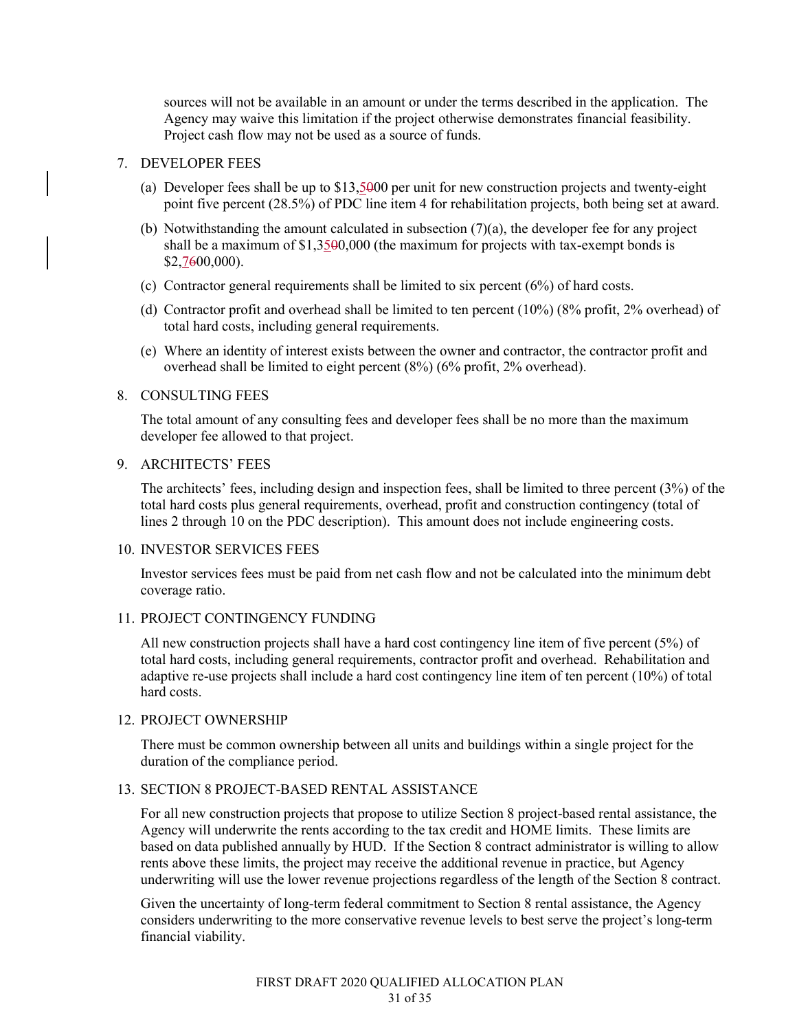sources will not be available in an amount or under the terms described in the application. The Agency may waive this limitation if the project otherwise demonstrates financial feasibility. Project cash flow may not be used as a source of funds.

7. DEVELOPER FEES

   (a) Developer fees shall be up to $13,5~~0~~00 per unit for new construction projects and twenty-eight point five percent (28.5%) of PDC line item 4 for rehabilitation projects, both being set at award.

   (b) Notwithstanding the amount calculated in subsection (7)(a), the developer fee for any project shall be a maximum of $1,35~~0~~0,000 (the maximum for projects with tax-exempt bonds is $2,7~~6~~00,000).

   (c) Contractor general requirements shall be limited to six percent (6%) of hard costs.

   (d) Contractor profit and overhead shall be limited to ten percent (10%) (8% profit, 2% overhead) of total hard costs, including general requirements.

   (e) Where an identity of interest exists between the owner and contractor, the contractor profit and overhead shall be limited to eight percent (8%) (6% profit, 2% overhead).

8. CONSULTING FEES

   The total amount of any consulting fees and developer fees shall be no more than the maximum developer fee allowed to that project.

9. ARCHITECTS' FEES

   The architects' fees, including design and inspection fees, shall be limited to three percent (3%) of the total hard costs plus general requirements, overhead, profit and construction contingency (total of lines 2 through 10 on the PDC description). This amount does not include engineering costs.

10. INVESTOR SERVICES FEES

    Investor services fees must be paid from net cash flow and not be calculated into the minimum debt coverage ratio.

11. PROJECT CONTINGENCY FUNDING

    All new construction projects shall have a hard cost contingency line item of five percent (5%) of total hard costs, including general requirements, contractor profit and overhead. Rehabilitation and adaptive re-use projects shall include a hard cost contingency line item of ten percent (10%) of total hard costs.

12. PROJECT OWNERSHIP

    There must be common ownership between all units and buildings within a single project for the duration of the compliance period.

13. SECTION 8 PROJECT-BASED RENTAL ASSISTANCE

    For all new construction projects that propose to utilize Section 8 project-based rental assistance, the Agency will underwrite the rents according to the tax credit and HOME limits. These limits are based on data published annually by HUD. If the Section 8 contract administrator is willing to allow rents above these limits, the project may receive the additional revenue in practice, but Agency underwriting will use the lower revenue projections regardless of the length of the Section 8 contract.

    Given the uncertainty of long-term federal commitment to Section 8 rental assistance, the Agency considers underwriting to the more conservative revenue levels to best serve the project's long-term financial viability.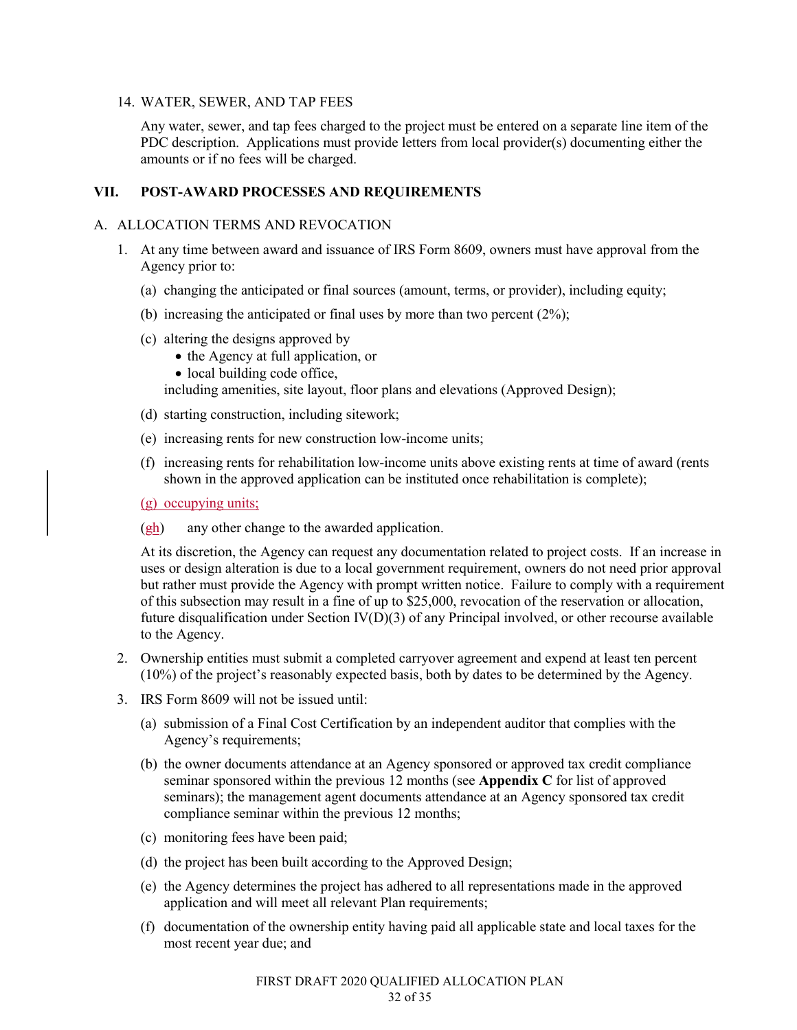14. WATER, SEWER, AND TAP FEES

    Any water, sewer, and tap fees charged to the project must be entered on a separate line item of the PDC description. Applications must provide letters from local provider(s) documenting either the amounts or if no fees will be charged.

## VII. POST-AWARD PROCESSES AND REQUIREMENTS

### A. ALLOCATION TERMS AND REVOCATION

1. At any time between award and issuance of IRS Form 8609, owners must have approval from the Agency prior to:

   (a) changing the anticipated or final sources (amount, terms, or provider), including equity;

   (b) increasing the anticipated or final uses by more than two percent (2%);

   (c) altering the designs approved by
      - the Agency at full application, or
      - local building code office,

      including amenities, site layout, floor plans and elevations (Approved Design);

   (d) starting construction, including sitework;

   (e) increasing rents for new construction low-income units;

   (f) increasing rents for rehabilitation low-income units above existing rents at time of award (rents shown in the approved application can be instituted once rehabilitation is complete);

   (g) occupying units;

   (~~g~~h) any other change to the awarded application.

   At its discretion, the Agency can request any documentation related to project costs. If an increase in uses or design alteration is due to a local government requirement, owners do not need prior approval but rather must provide the Agency with prompt written notice. Failure to comply with a requirement of this subsection may result in a fine of up to $25,000, revocation of the reservation or allocation, future disqualification under Section IV(D)(3) of any Principal involved, or other recourse available to the Agency.

2. Ownership entities must submit a completed carryover agreement and expend at least ten percent (10%) of the project's reasonably expected basis, both by dates to be determined by the Agency.

3. IRS Form 8609 will not be issued until:

   (a) submission of a Final Cost Certification by an independent auditor that complies with the Agency's requirements;

   (b) the owner documents attendance at an Agency sponsored or approved tax credit compliance seminar sponsored within the previous 12 months (see **Appendix C** for list of approved seminars); the management agent documents attendance at an Agency sponsored tax credit compliance seminar within the previous 12 months;

   (c) monitoring fees have been paid;

   (d) the project has been built according to the Approved Design;

   (e) the Agency determines the project has adhered to all representations made in the approved application and will meet all relevant Plan requirements;

   (f) documentation of the ownership entity having paid all applicable state and local taxes for the most recent year due; and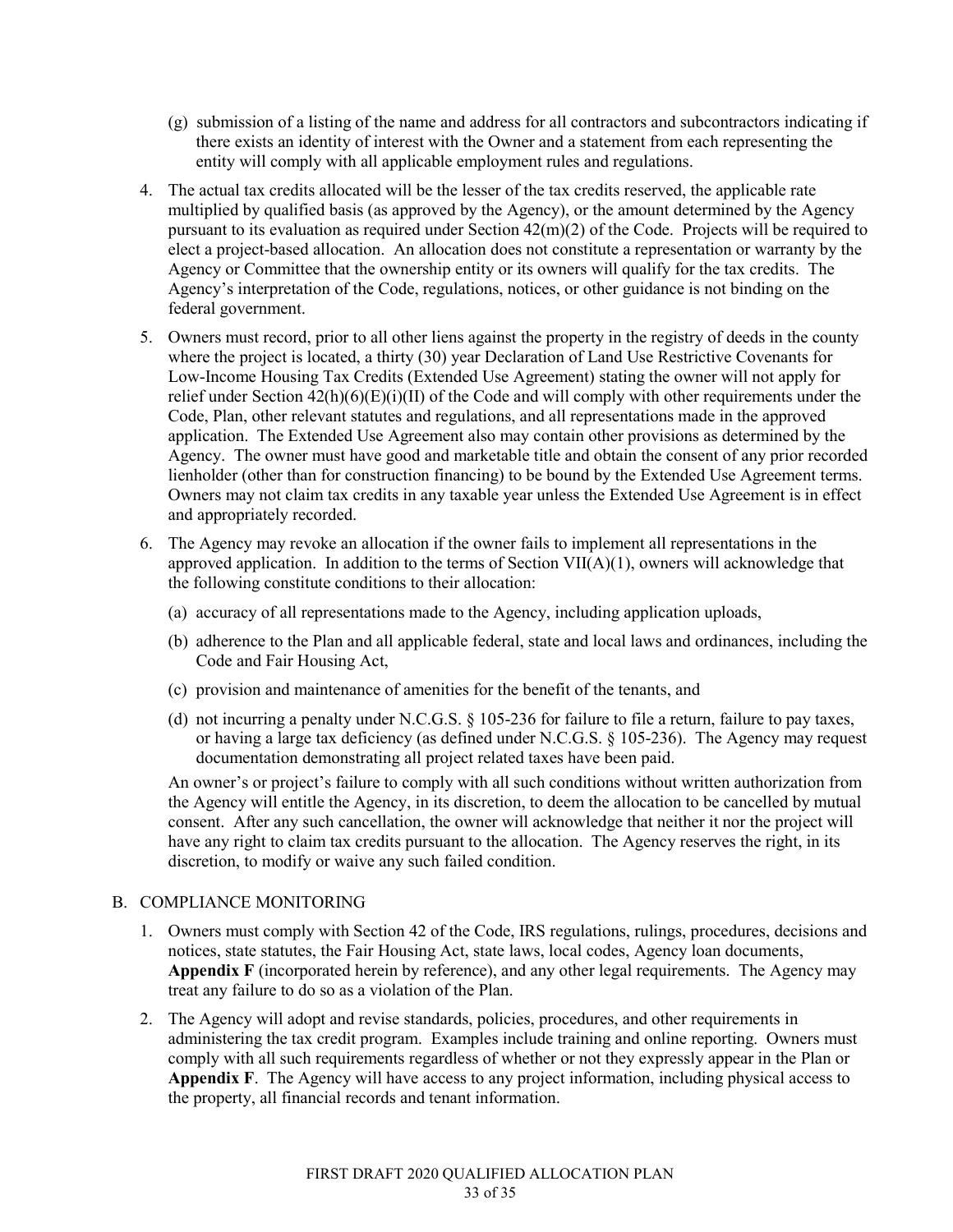(g) submission of a listing of the name and address for all contractors and subcontractors indicating if there exists an identity of interest with the Owner and a statement from each representing the entity will comply with all applicable employment rules and regulations.

4. The actual tax credits allocated will be the lesser of the tax credits reserved, the applicable rate multiplied by qualified basis (as approved by the Agency), or the amount determined by the Agency pursuant to its evaluation as required under Section 42(m)(2) of the Code. Projects will be required to elect a project-based allocation. An allocation does not constitute a representation or warranty by the Agency or Committee that the ownership entity or its owners will qualify for the tax credits. The Agency's interpretation of the Code, regulations, notices, or other guidance is not binding on the federal government.

5. Owners must record, prior to all other liens against the property in the registry of deeds in the county where the project is located, a thirty (30) year Declaration of Land Use Restrictive Covenants for Low-Income Housing Tax Credits (Extended Use Agreement) stating the owner will not apply for relief under Section 42(h)(6)(E)(i)(II) of the Code and will comply with other requirements under the Code, Plan, other relevant statutes and regulations, and all representations made in the approved application. The Extended Use Agreement also may contain other provisions as determined by the Agency. The owner must have good and marketable title and obtain the consent of any prior recorded lienholder (other than for construction financing) to be bound by the Extended Use Agreement terms. Owners may not claim tax credits in any taxable year unless the Extended Use Agreement is in effect and appropriately recorded.

6. The Agency may revoke an allocation if the owner fails to implement all representations in the approved application. In addition to the terms of Section VII(A)(1), owners will acknowledge that the following constitute conditions to their allocation:

   (a) accuracy of all representations made to the Agency, including application uploads,

   (b) adherence to the Plan and all applicable federal, state and local laws and ordinances, including the Code and Fair Housing Act,

   (c) provision and maintenance of amenities for the benefit of the tenants, and

   (d) not incurring a penalty under N.C.G.S. § 105-236 for failure to file a return, failure to pay taxes, or having a large tax deficiency (as defined under N.C.G.S. § 105-236). The Agency may request documentation demonstrating all project related taxes have been paid.

   An owner's or project's failure to comply with all such conditions without written authorization from the Agency will entitle the Agency, in its discretion, to deem the allocation to be cancelled by mutual consent. After any such cancellation, the owner will acknowledge that neither it nor the project will have any right to claim tax credits pursuant to the allocation. The Agency reserves the right, in its discretion, to modify or waive any such failed condition.

## B. COMPLIANCE MONITORING

1. Owners must comply with Section 42 of the Code, IRS regulations, rulings, procedures, decisions and notices, state statutes, the Fair Housing Act, state laws, local codes, Agency loan documents, **Appendix F** (incorporated herein by reference), and any other legal requirements. The Agency may treat any failure to do so as a violation of the Plan.

2. The Agency will adopt and revise standards, policies, procedures, and other requirements in administering the tax credit program. Examples include training and online reporting. Owners must comply with all such requirements regardless of whether or not they expressly appear in the Plan or **Appendix F**. The Agency will have access to any project information, including physical access to the property, all financial records and tenant information.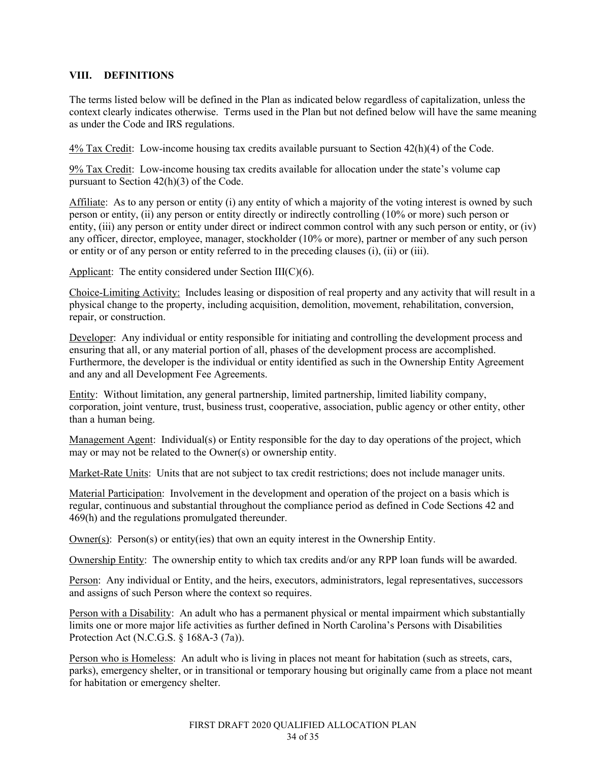## VIII. DEFINITIONS

The terms listed below will be defined in the Plan as indicated below regardless of capitalization, unless the context clearly indicates otherwise. Terms used in the Plan but not defined below will have the same meaning as under the Code and IRS regulations.

4% Tax Credit: Low-income housing tax credits available pursuant to Section 42(h)(4) of the Code.

9% Tax Credit: Low-income housing tax credits available for allocation under the state's volume cap pursuant to Section 42(h)(3) of the Code.

Affiliate: As to any person or entity (i) any entity of which a majority of the voting interest is owned by such person or entity, (ii) any person or entity directly or indirectly controlling (10% or more) such person or entity, (iii) any person or entity under direct or indirect common control with any such person or entity, or (iv) any officer, director, employee, manager, stockholder (10% or more), partner or member of any such person or entity or of any person or entity referred to in the preceding clauses (i), (ii) or (iii).

Applicant: The entity considered under Section III(C)(6).

Choice-Limiting Activity: Includes leasing or disposition of real property and any activity that will result in a physical change to the property, including acquisition, demolition, movement, rehabilitation, conversion, repair, or construction.

Developer: Any individual or entity responsible for initiating and controlling the development process and ensuring that all, or any material portion of all, phases of the development process are accomplished. Furthermore, the developer is the individual or entity identified as such in the Ownership Entity Agreement and any and all Development Fee Agreements.

Entity: Without limitation, any general partnership, limited partnership, limited liability company, corporation, joint venture, trust, business trust, cooperative, association, public agency or other entity, other than a human being.

Management Agent: Individual(s) or Entity responsible for the day to day operations of the project, which may or may not be related to the Owner(s) or ownership entity.

Market-Rate Units: Units that are not subject to tax credit restrictions; does not include manager units.

Material Participation: Involvement in the development and operation of the project on a basis which is regular, continuous and substantial throughout the compliance period as defined in Code Sections 42 and 469(h) and the regulations promulgated thereunder.

Owner(s): Person(s) or entity(ies) that own an equity interest in the Ownership Entity.

Ownership Entity: The ownership entity to which tax credits and/or any RPP loan funds will be awarded.

Person: Any individual or Entity, and the heirs, executors, administrators, legal representatives, successors and assigns of such Person where the context so requires.

Person with a Disability: An adult who has a permanent physical or mental impairment which substantially limits one or more major life activities as further defined in North Carolina's Persons with Disabilities Protection Act (N.C.G.S. § 168A-3 (7a)).

Person who is Homeless: An adult who is living in places not meant for habitation (such as streets, cars, parks), emergency shelter, or in transitional or temporary housing but originally came from a place not meant for habitation or emergency shelter.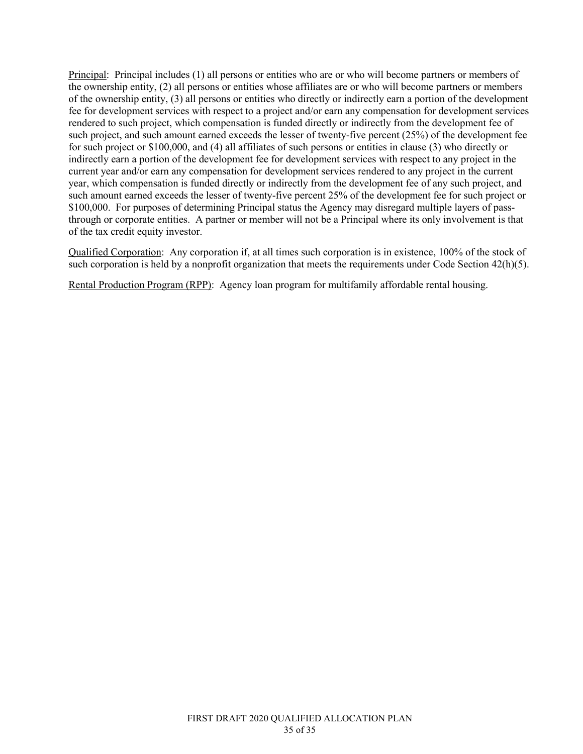<u>Principal</u>: Principal includes (1) all persons or entities who are or who will become partners or members of the ownership entity, (2) all persons or entities whose affiliates are or who will become partners or members of the ownership entity, (3) all persons or entities who directly or indirectly earn a portion of the development fee for development services with respect to a project and/or earn any compensation for development services rendered to such project, which compensation is funded directly or indirectly from the development fee of such project, and such amount earned exceeds the lesser of twenty-five percent (25%) of the development fee for such project or \$100,000, and (4) all affiliates of such persons or entities in clause (3) who directly or indirectly earn a portion of the development fee for development services with respect to any project in the current year and/or earn any compensation for development services rendered to any project in the current year, which compensation is funded directly or indirectly from the development fee of any such project, and such amount earned exceeds the lesser of twenty-five percent 25% of the development fee for such project or \$100,000. For purposes of determining Principal status the Agency may disregard multiple layers of pass-through or corporate entities. A partner or member will not be a Principal where its only involvement is that of the tax credit equity investor.

<u>Qualified Corporation</u>: Any corporation if, at all times such corporation is in existence, 100% of the stock of such corporation is held by a nonprofit organization that meets the requirements under Code Section 42(h)(5).

<u>Rental Production Program (RPP)</u>: Agency loan program for multifamily affordable rental housing.